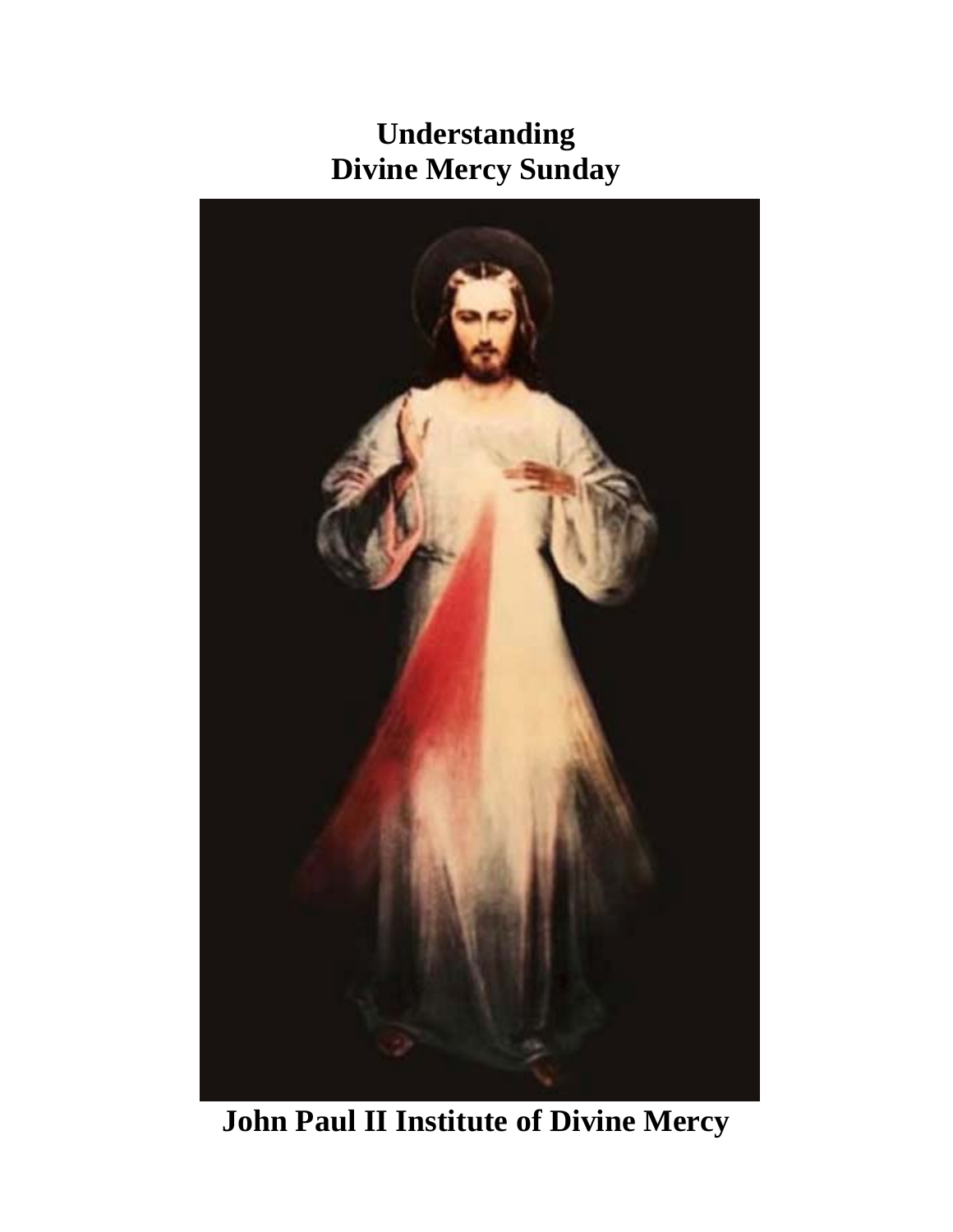# Understanding
# Divine Mercy Sunday

**John Paul II Institute of Divine Mercy**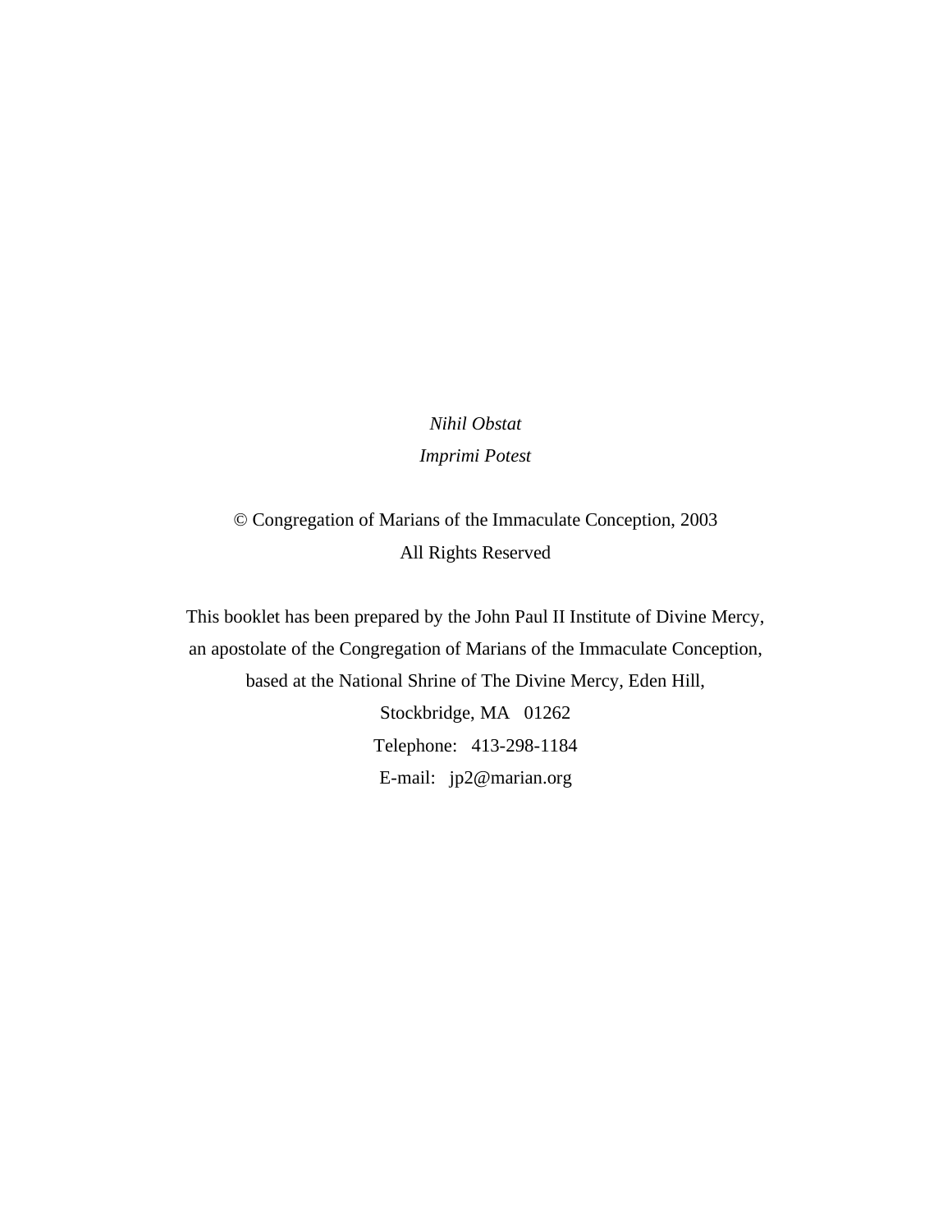*Nihil Obstat*

*Imprimi Potest*

© Congregation of Marians of the Immaculate Conception, 2003

All Rights Reserved

This booklet has been prepared by the John Paul II Institute of Divine Mercy,
an apostolate of the Congregation of Marians of the Immaculate Conception,
based at the National Shrine of The Divine Mercy, Eden Hill,
Stockbridge, MA 01262
Telephone: 413-298-1184
E-mail: jp2@marian.org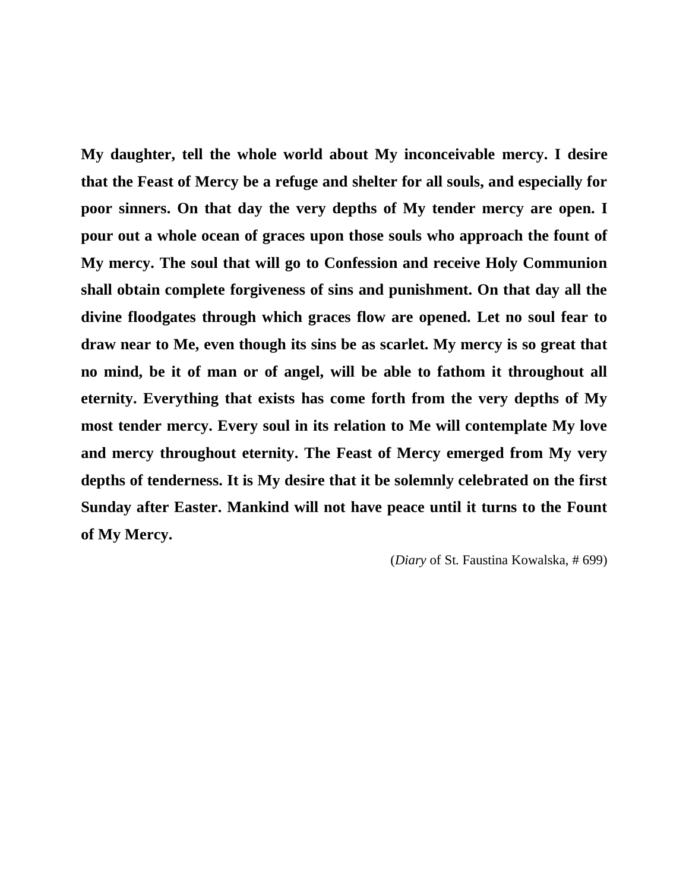**My daughter, tell the whole world about My inconceivable mercy. I desire that the Feast of Mercy be a refuge and shelter for all souls, and especially for poor sinners. On that day the very depths of My tender mercy are open. I pour out a whole ocean of graces upon those souls who approach the fount of My mercy. The soul that will go to Confession and receive Holy Communion shall obtain complete forgiveness of sins and punishment. On that day all the divine floodgates through which graces flow are opened. Let no soul fear to draw near to Me, even though its sins be as scarlet. My mercy is so great that no mind, be it of man or of angel, will be able to fathom it throughout all eternity. Everything that exists has come forth from the very depths of My most tender mercy. Every soul in its relation to Me will contemplate My love and mercy throughout eternity. The Feast of Mercy emerged from My very depths of tenderness. It is My desire that it be solemnly celebrated on the first Sunday after Easter. Mankind will not have peace until it turns to the Fount of My Mercy.**

(*Diary* of St. Faustina Kowalska, # 699)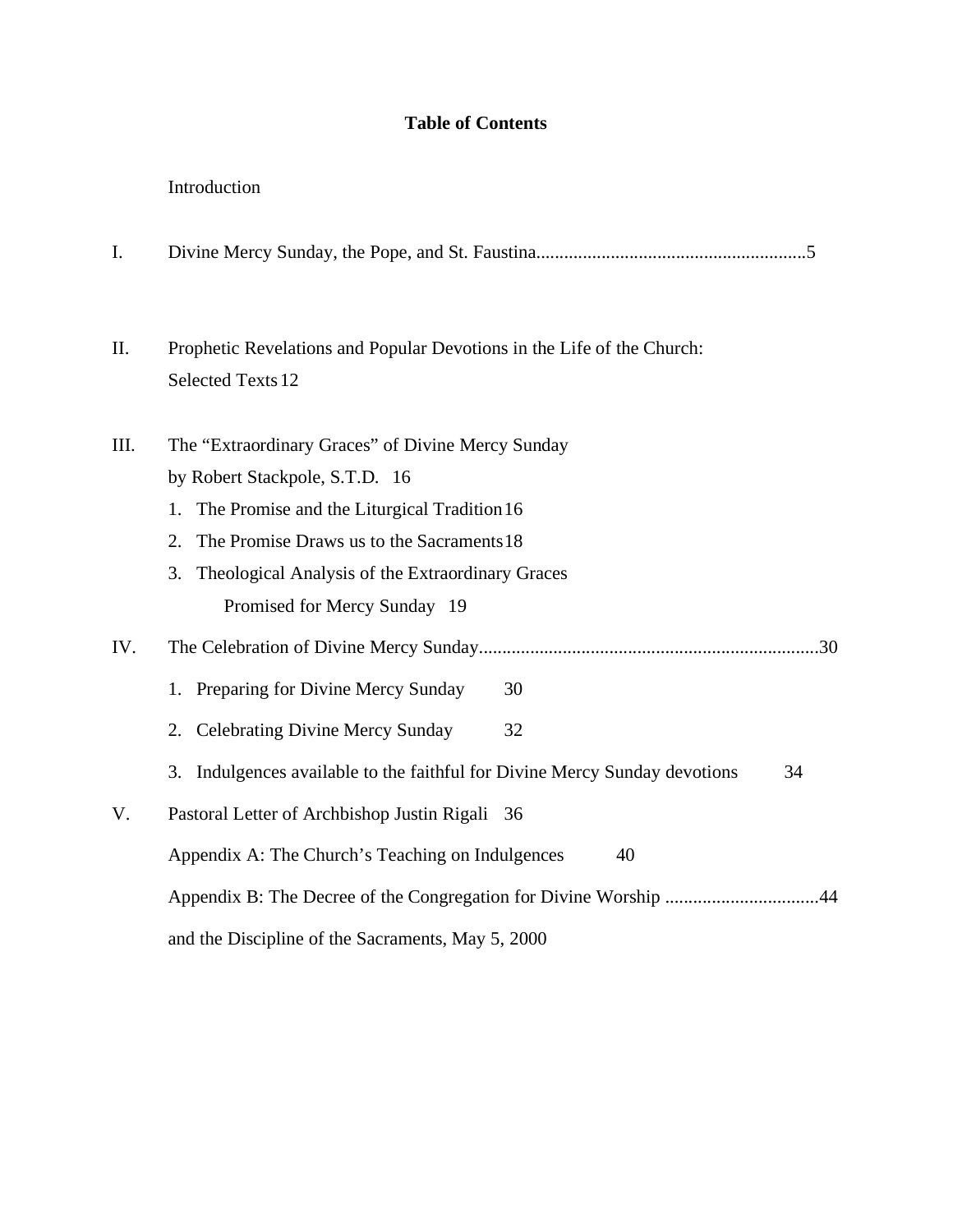## Table of Contents

Introduction

I. Divine Mercy Sunday, the Pope, and St. Faustina..........................................................5

II. Prophetic Revelations and Popular Devotions in the Life of the Church: Selected Texts 12

III. The "Extraordinary Graces" of Divine Mercy Sunday by Robert Stackpole, S.T.D. 16

1. The Promise and the Liturgical Tradition 16
2. The Promise Draws us to the Sacraments 18
3. Theological Analysis of the Extraordinary Graces Promised for Mercy Sunday 19

IV. The Celebration of Divine Mercy Sunday.........................................................................30

1. Preparing for Divine Mercy Sunday 30
2. Celebrating Divine Mercy Sunday 32
3. Indulgences available to the faithful for Divine Mercy Sunday devotions 34

V. Pastoral Letter of Archbishop Justin Rigali 36

Appendix A: The Church's Teaching on Indulgences 40

Appendix B: The Decree of the Congregation for Divine Worship .................................44 and the Discipline of the Sacraments, May 5, 2000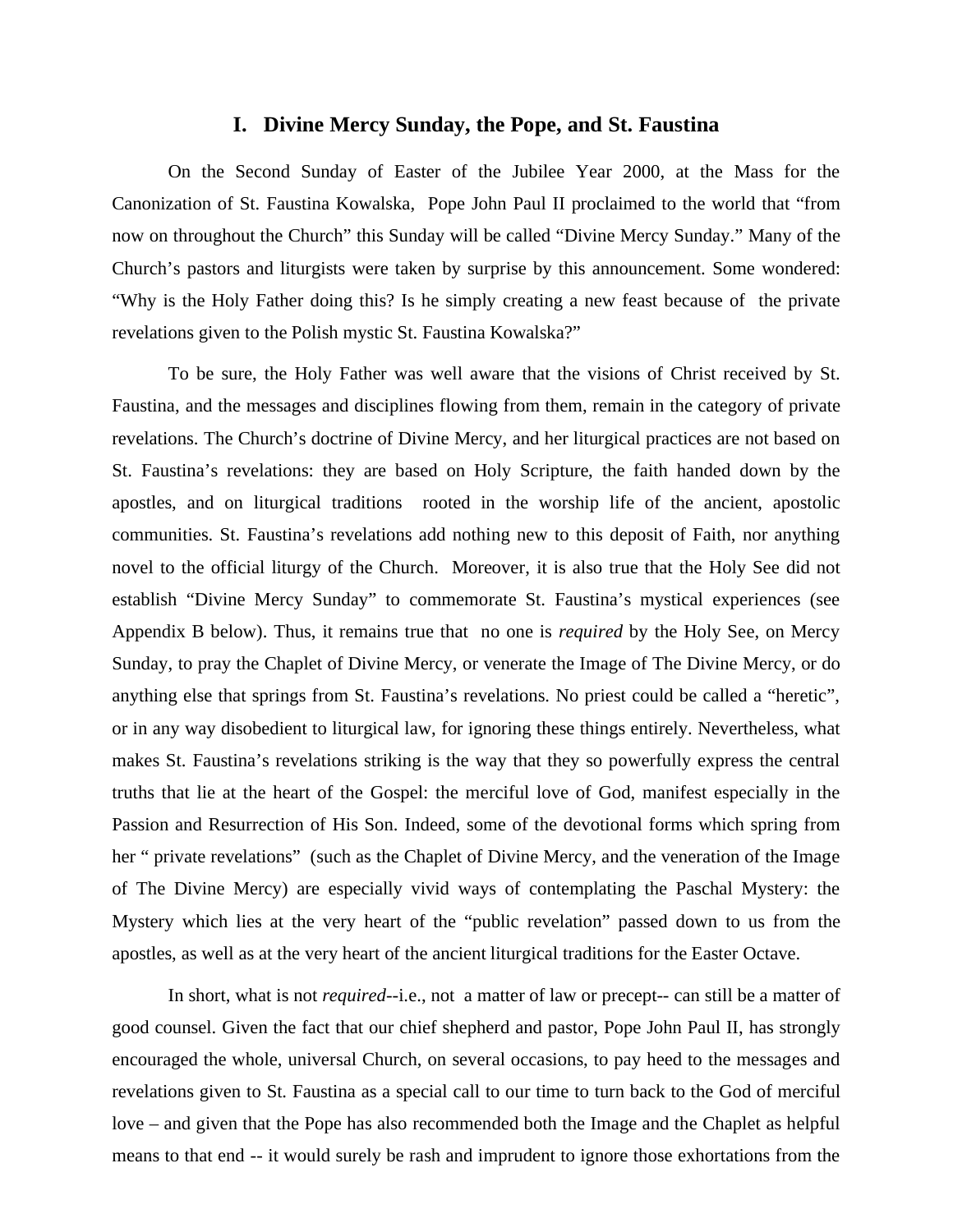# I. Divine Mercy Sunday, the Pope, and St. Faustina

On the Second Sunday of Easter of the Jubilee Year 2000, at the Mass for the Canonization of St. Faustina Kowalska, Pope John Paul II proclaimed to the world that "from now on throughout the Church" this Sunday will be called "Divine Mercy Sunday." Many of the Church's pastors and liturgists were taken by surprise by this announcement. Some wondered: "Why is the Holy Father doing this? Is he simply creating a new feast because of the private revelations given to the Polish mystic St. Faustina Kowalska?"

To be sure, the Holy Father was well aware that the visions of Christ received by St. Faustina, and the messages and disciplines flowing from them, remain in the category of private revelations. The Church's doctrine of Divine Mercy, and her liturgical practices are not based on St. Faustina's revelations: they are based on Holy Scripture, the faith handed down by the apostles, and on liturgical traditions rooted in the worship life of the ancient, apostolic communities. St. Faustina's revelations add nothing new to this deposit of Faith, nor anything novel to the official liturgy of the Church. Moreover, it is also true that the Holy See did not establish "Divine Mercy Sunday" to commemorate St. Faustina's mystical experiences (see Appendix B below). Thus, it remains true that no one is *required* by the Holy See, on Mercy Sunday, to pray the Chaplet of Divine Mercy, or venerate the Image of The Divine Mercy, or do anything else that springs from St. Faustina's revelations. No priest could be called a "heretic", or in any way disobedient to liturgical law, for ignoring these things entirely. Nevertheless, what makes St. Faustina's revelations striking is the way that they so powerfully express the central truths that lie at the heart of the Gospel: the merciful love of God, manifest especially in the Passion and Resurrection of His Son. Indeed, some of the devotional forms which spring from her " private revelations" (such as the Chaplet of Divine Mercy, and the veneration of the Image of The Divine Mercy) are especially vivid ways of contemplating the Paschal Mystery: the Mystery which lies at the very heart of the "public revelation" passed down to us from the apostles, as well as at the very heart of the ancient liturgical traditions for the Easter Octave.

In short, what is not *required*--i.e., not a matter of law or precept-- can still be a matter of good counsel. Given the fact that our chief shepherd and pastor, Pope John Paul II, has strongly encouraged the whole, universal Church, on several occasions, to pay heed to the messages and revelations given to St. Faustina as a special call to our time to turn back to the God of merciful love – and given that the Pope has also recommended both the Image and the Chaplet as helpful means to that end -- it would surely be rash and imprudent to ignore those exhortations from the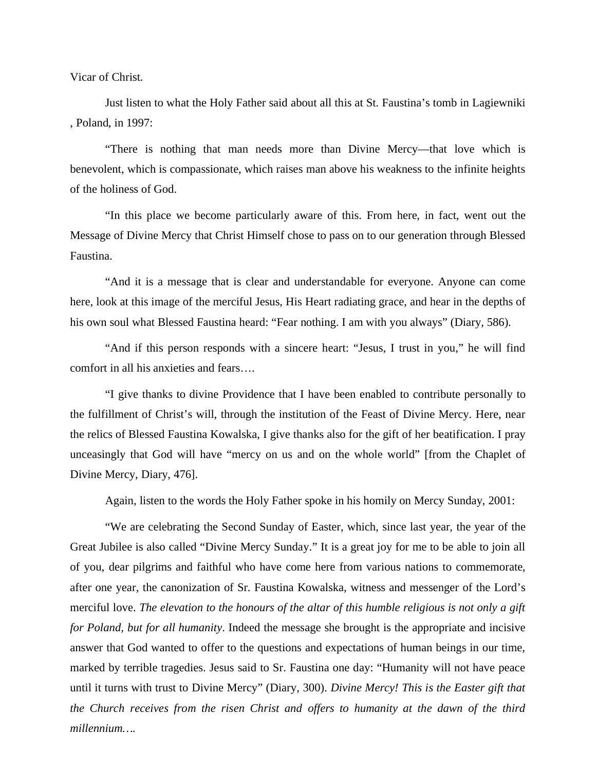Vicar of Christ.

Just listen to what the Holy Father said about all this at St. Faustina's tomb in Lagiewniki , Poland, in 1997:

"There is nothing that man needs more than Divine Mercy—that love which is benevolent, which is compassionate, which raises man above his weakness to the infinite heights of the holiness of God.

"In this place we become particularly aware of this. From here, in fact, went out the Message of Divine Mercy that Christ Himself chose to pass on to our generation through Blessed Faustina.

"And it is a message that is clear and understandable for everyone. Anyone can come here, look at this image of the merciful Jesus, His Heart radiating grace, and hear in the depths of his own soul what Blessed Faustina heard: "Fear nothing. I am with you always" (Diary, 586).

"And if this person responds with a sincere heart: "Jesus, I trust in you," he will find comfort in all his anxieties and fears….

"I give thanks to divine Providence that I have been enabled to contribute personally to the fulfillment of Christ's will, through the institution of the Feast of Divine Mercy. Here, near the relics of Blessed Faustina Kowalska, I give thanks also for the gift of her beatification. I pray unceasingly that God will have "mercy on us and on the whole world" [from the Chaplet of Divine Mercy, Diary, 476].

Again, listen to the words the Holy Father spoke in his homily on Mercy Sunday, 2001:

"We are celebrating the Second Sunday of Easter, which, since last year, the year of the Great Jubilee is also called "Divine Mercy Sunday." It is a great joy for me to be able to join all of you, dear pilgrims and faithful who have come here from various nations to commemorate, after one year, the canonization of Sr. Faustina Kowalska, witness and messenger of the Lord's merciful love. *The elevation to the honours of the altar of this humble religious is not only a gift for Poland, but for all humanity*. Indeed the message she brought is the appropriate and incisive answer that God wanted to offer to the questions and expectations of human beings in our time, marked by terrible tragedies. Jesus said to Sr. Faustina one day: "Humanity will not have peace until it turns with trust to Divine Mercy" (Diary, 300). *Divine Mercy! This is the Easter gift that the Church receives from the risen Christ and offers to humanity at the dawn of the third millennium….*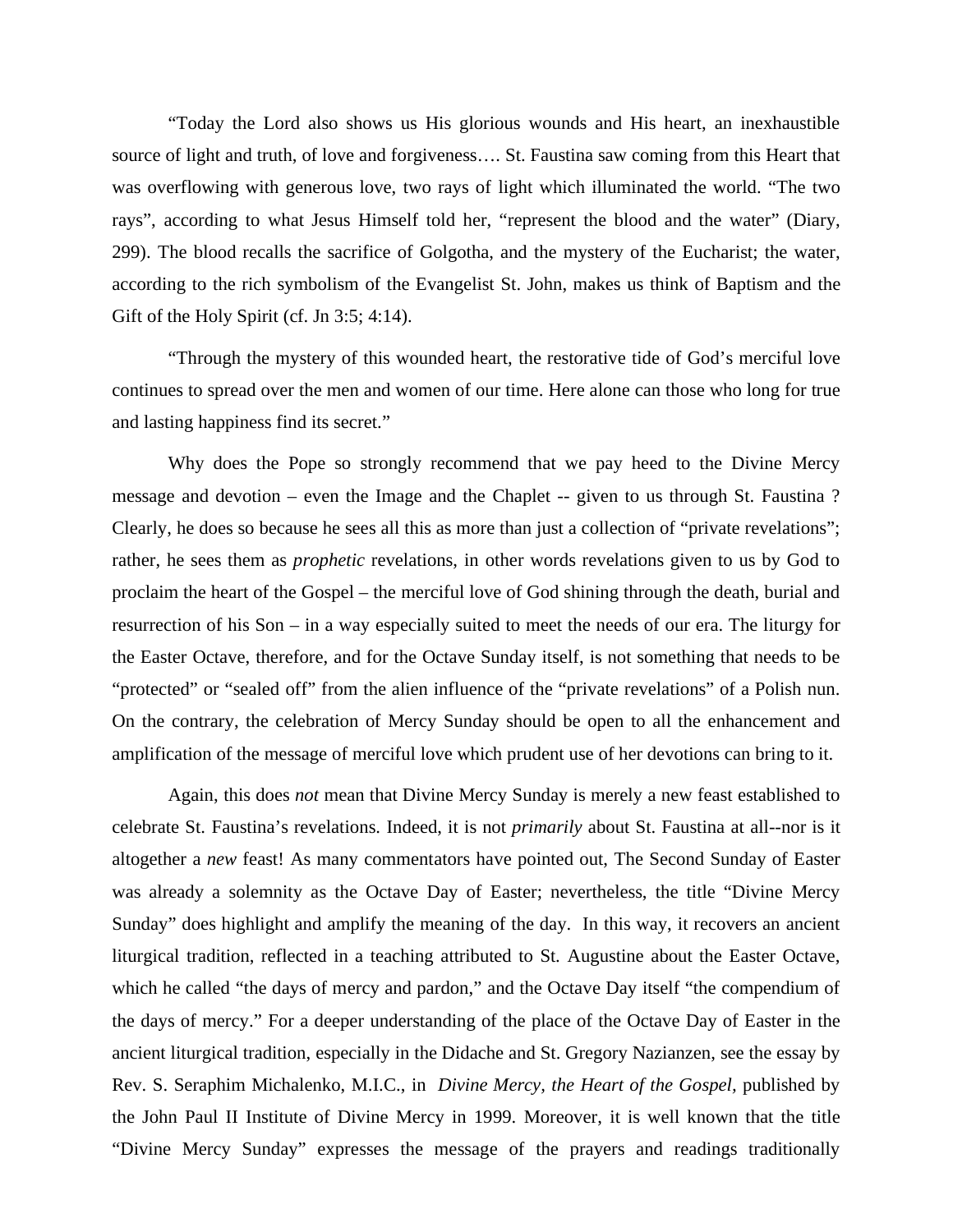"Today the Lord also shows us His glorious wounds and His heart, an inexhaustible source of light and truth, of love and forgiveness…. St. Faustina saw coming from this Heart that was overflowing with generous love, two rays of light which illuminated the world. "The two rays", according to what Jesus Himself told her, "represent the blood and the water" (Diary, 299). The blood recalls the sacrifice of Golgotha, and the mystery of the Eucharist; the water, according to the rich symbolism of the Evangelist St. John, makes us think of Baptism and the Gift of the Holy Spirit (cf. Jn 3:5; 4:14).

"Through the mystery of this wounded heart, the restorative tide of God's merciful love continues to spread over the men and women of our time. Here alone can those who long for true and lasting happiness find its secret."

Why does the Pope so strongly recommend that we pay heed to the Divine Mercy message and devotion – even the Image and the Chaplet -- given to us through St. Faustina ? Clearly, he does so because he sees all this as more than just a collection of "private revelations"; rather, he sees them as *prophetic* revelations, in other words revelations given to us by God to proclaim the heart of the Gospel – the merciful love of God shining through the death, burial and resurrection of his Son – in a way especially suited to meet the needs of our era. The liturgy for the Easter Octave, therefore, and for the Octave Sunday itself, is not something that needs to be "protected" or "sealed off" from the alien influence of the "private revelations" of a Polish nun. On the contrary, the celebration of Mercy Sunday should be open to all the enhancement and amplification of the message of merciful love which prudent use of her devotions can bring to it.

Again, this does *not* mean that Divine Mercy Sunday is merely a new feast established to celebrate St. Faustina's revelations. Indeed, it is not *primarily* about St. Faustina at all--nor is it altogether a *new* feast! As many commentators have pointed out, The Second Sunday of Easter was already a solemnity as the Octave Day of Easter; nevertheless, the title "Divine Mercy Sunday" does highlight and amplify the meaning of the day. In this way, it recovers an ancient liturgical tradition, reflected in a teaching attributed to St. Augustine about the Easter Octave, which he called "the days of mercy and pardon," and the Octave Day itself "the compendium of the days of mercy." For a deeper understanding of the place of the Octave Day of Easter in the ancient liturgical tradition, especially in the Didache and St. Gregory Nazianzen, see the essay by Rev. S. Seraphim Michalenko, M.I.C., in *Divine Mercy, the Heart of the Gospel,* published by the John Paul II Institute of Divine Mercy in 1999. Moreover, it is well known that the title "Divine Mercy Sunday" expresses the message of the prayers and readings traditionally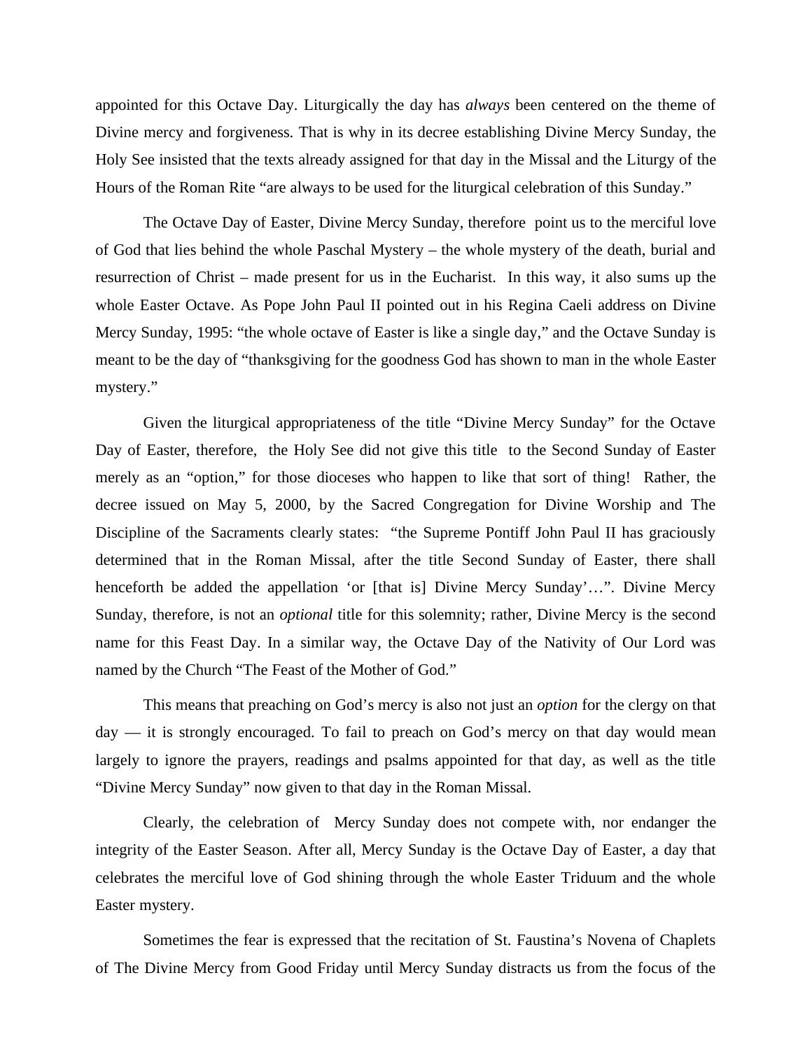appointed for this Octave Day. Liturgically the day has *always* been centered on the theme of Divine mercy and forgiveness. That is why in its decree establishing Divine Mercy Sunday, the Holy See insisted that the texts already assigned for that day in the Missal and the Liturgy of the Hours of the Roman Rite "are always to be used for the liturgical celebration of this Sunday."

The Octave Day of Easter, Divine Mercy Sunday, therefore point us to the merciful love of God that lies behind the whole Paschal Mystery – the whole mystery of the death, burial and resurrection of Christ – made present for us in the Eucharist. In this way, it also sums up the whole Easter Octave. As Pope John Paul II pointed out in his Regina Caeli address on Divine Mercy Sunday, 1995: "the whole octave of Easter is like a single day," and the Octave Sunday is meant to be the day of "thanksgiving for the goodness God has shown to man in the whole Easter mystery."

Given the liturgical appropriateness of the title "Divine Mercy Sunday" for the Octave Day of Easter, therefore, the Holy See did not give this title to the Second Sunday of Easter merely as an "option," for those dioceses who happen to like that sort of thing! Rather, the decree issued on May 5, 2000, by the Sacred Congregation for Divine Worship and The Discipline of the Sacraments clearly states: "the Supreme Pontiff John Paul II has graciously determined that in the Roman Missal, after the title Second Sunday of Easter, there shall henceforth be added the appellation 'or [that is] Divine Mercy Sunday'…". Divine Mercy Sunday, therefore, is not an *optional* title for this solemnity; rather, Divine Mercy is the second name for this Feast Day. In a similar way, the Octave Day of the Nativity of Our Lord was named by the Church "The Feast of the Mother of God."

This means that preaching on God's mercy is also not just an *option* for the clergy on that day — it is strongly encouraged. To fail to preach on God's mercy on that day would mean largely to ignore the prayers, readings and psalms appointed for that day, as well as the title "Divine Mercy Sunday" now given to that day in the Roman Missal.

Clearly, the celebration of Mercy Sunday does not compete with, nor endanger the integrity of the Easter Season. After all, Mercy Sunday is the Octave Day of Easter, a day that celebrates the merciful love of God shining through the whole Easter Triduum and the whole Easter mystery.

Sometimes the fear is expressed that the recitation of St. Faustina's Novena of Chaplets of The Divine Mercy from Good Friday until Mercy Sunday distracts us from the focus of the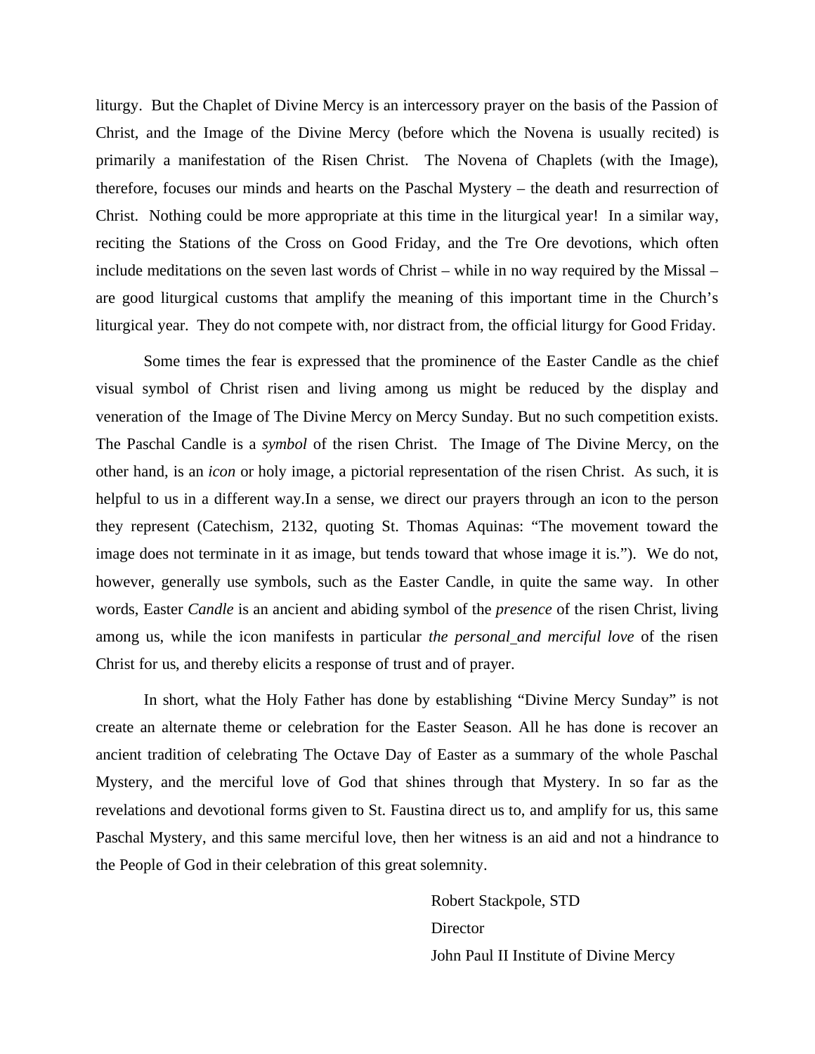liturgy. But the Chaplet of Divine Mercy is an intercessory prayer on the basis of the Passion of Christ, and the Image of the Divine Mercy (before which the Novena is usually recited) is primarily a manifestation of the Risen Christ. The Novena of Chaplets (with the Image), therefore, focuses our minds and hearts on the Paschal Mystery – the death and resurrection of Christ. Nothing could be more appropriate at this time in the liturgical year! In a similar way, reciting the Stations of the Cross on Good Friday, and the Tre Ore devotions, which often include meditations on the seven last words of Christ – while in no way required by the Missal – are good liturgical customs that amplify the meaning of this important time in the Church's liturgical year. They do not compete with, nor distract from, the official liturgy for Good Friday.

Some times the fear is expressed that the prominence of the Easter Candle as the chief visual symbol of Christ risen and living among us might be reduced by the display and veneration of the Image of The Divine Mercy on Mercy Sunday. But no such competition exists. The Paschal Candle is a *symbol* of the risen Christ. The Image of The Divine Mercy, on the other hand, is an *icon* or holy image, a pictorial representation of the risen Christ. As such, it is helpful to us in a different way.In a sense, we direct our prayers through an icon to the person they represent (Catechism, 2132, quoting St. Thomas Aquinas: "The movement toward the image does not terminate in it as image, but tends toward that whose image it is."). We do not, however, generally use symbols, such as the Easter Candle, in quite the same way. In other words, Easter *Candle* is an ancient and abiding symbol of the *presence* of the risen Christ, living among us, while the icon manifests in particular *the personal and merciful love* of the risen Christ for us, and thereby elicits a response of trust and of prayer.

In short, what the Holy Father has done by establishing "Divine Mercy Sunday" is not create an alternate theme or celebration for the Easter Season. All he has done is recover an ancient tradition of celebrating The Octave Day of Easter as a summary of the whole Paschal Mystery, and the merciful love of God that shines through that Mystery. In so far as the revelations and devotional forms given to St. Faustina direct us to, and amplify for us, this same Paschal Mystery, and this same merciful love, then her witness is an aid and not a hindrance to the People of God in their celebration of this great solemnity.

Robert Stackpole, STD
Director
John Paul II Institute of Divine Mercy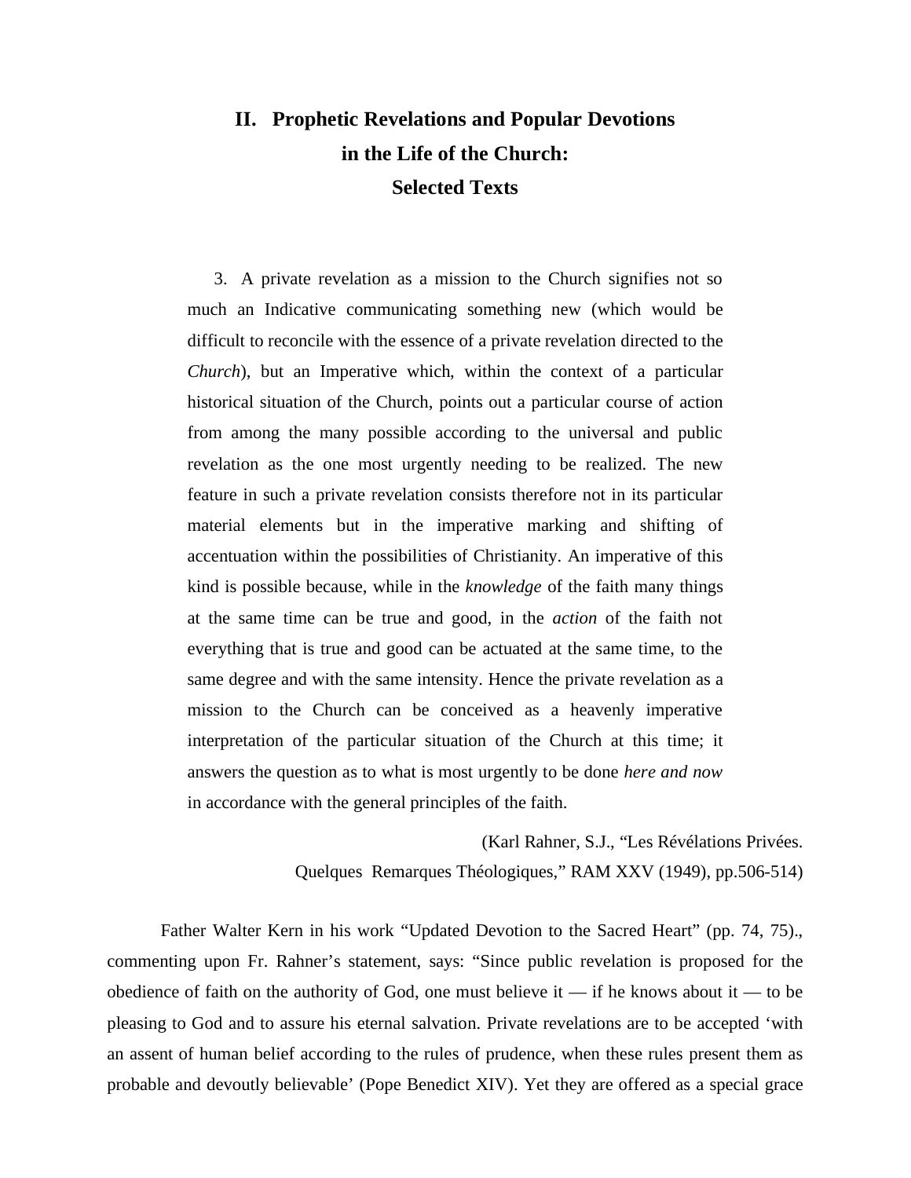## II. Prophetic Revelations and Popular Devotions in the Life of the Church: Selected Texts

> 3. A private revelation as a mission to the Church signifies not so much an Indicative communicating something new (which would be difficult to reconcile with the essence of a private revelation directed to the *Church*), but an Imperative which, within the context of a particular historical situation of the Church, points out a particular course of action from among the many possible according to the universal and public revelation as the one most urgently needing to be realized. The new feature in such a private revelation consists therefore not in its particular material elements but in the imperative marking and shifting of accentuation within the possibilities of Christianity. An imperative of this kind is possible because, while in the *knowledge* of the faith many things at the same time can be true and good, in the *action* of the faith not everything that is true and good can be actuated at the same time, to the same degree and with the same intensity. Hence the private revelation as a mission to the Church can be conceived as a heavenly imperative interpretation of the particular situation of the Church at this time; it answers the question as to what is most urgently to be done *here and now* in accordance with the general principles of the faith.
>
> (Karl Rahner, S.J., "Les Révélations Privées. Quelques Remarques Théologiques," RAM XXV (1949), pp.506-514)

Father Walter Kern in his work "Updated Devotion to the Sacred Heart" (pp. 74, 75)., commenting upon Fr. Rahner's statement, says: "Since public revelation is proposed for the obedience of faith on the authority of God, one must believe it — if he knows about it — to be pleasing to God and to assure his eternal salvation. Private revelations are to be accepted 'with an assent of human belief according to the rules of prudence, when these rules present them as probable and devoutly believable' (Pope Benedict XIV). Yet they are offered as a special grace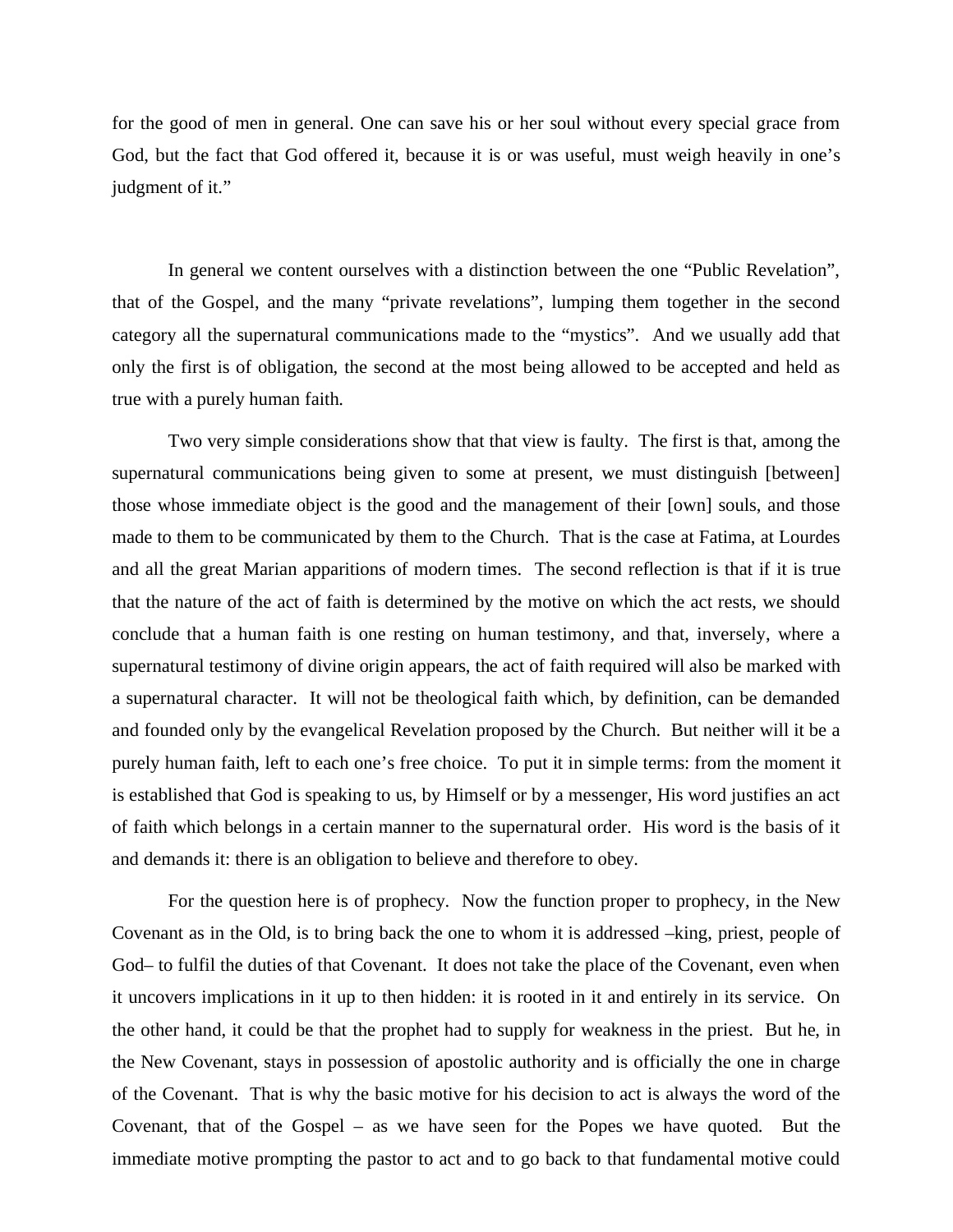for the good of men in general. One can save his or her soul without every special grace from God, but the fact that God offered it, because it is or was useful, must weigh heavily in one's judgment of it."

In general we content ourselves with a distinction between the one "Public Revelation", that of the Gospel, and the many "private revelations", lumping them together in the second category all the supernatural communications made to the "mystics". And we usually add that only the first is of obligation, the second at the most being allowed to be accepted and held as true with a purely human faith.

Two very simple considerations show that that view is faulty. The first is that, among the supernatural communications being given to some at present, we must distinguish [between] those whose immediate object is the good and the management of their [own] souls, and those made to them to be communicated by them to the Church. That is the case at Fatima, at Lourdes and all the great Marian apparitions of modern times. The second reflection is that if it is true that the nature of the act of faith is determined by the motive on which the act rests, we should conclude that a human faith is one resting on human testimony, and that, inversely, where a supernatural testimony of divine origin appears, the act of faith required will also be marked with a supernatural character. It will not be theological faith which, by definition, can be demanded and founded only by the evangelical Revelation proposed by the Church. But neither will it be a purely human faith, left to each one's free choice. To put it in simple terms: from the moment it is established that God is speaking to us, by Himself or by a messenger, His word justifies an act of faith which belongs in a certain manner to the supernatural order. His word is the basis of it and demands it: there is an obligation to believe and therefore to obey.

For the question here is of prophecy. Now the function proper to prophecy, in the New Covenant as in the Old, is to bring back the one to whom it is addressed –king, priest, people of God– to fulfil the duties of that Covenant. It does not take the place of the Covenant, even when it uncovers implications in it up to then hidden: it is rooted in it and entirely in its service. On the other hand, it could be that the prophet had to supply for weakness in the priest. But he, in the New Covenant, stays in possession of apostolic authority and is officially the one in charge of the Covenant. That is why the basic motive for his decision to act is always the word of the Covenant, that of the Gospel – as we have seen for the Popes we have quoted. But the immediate motive prompting the pastor to act and to go back to that fundamental motive could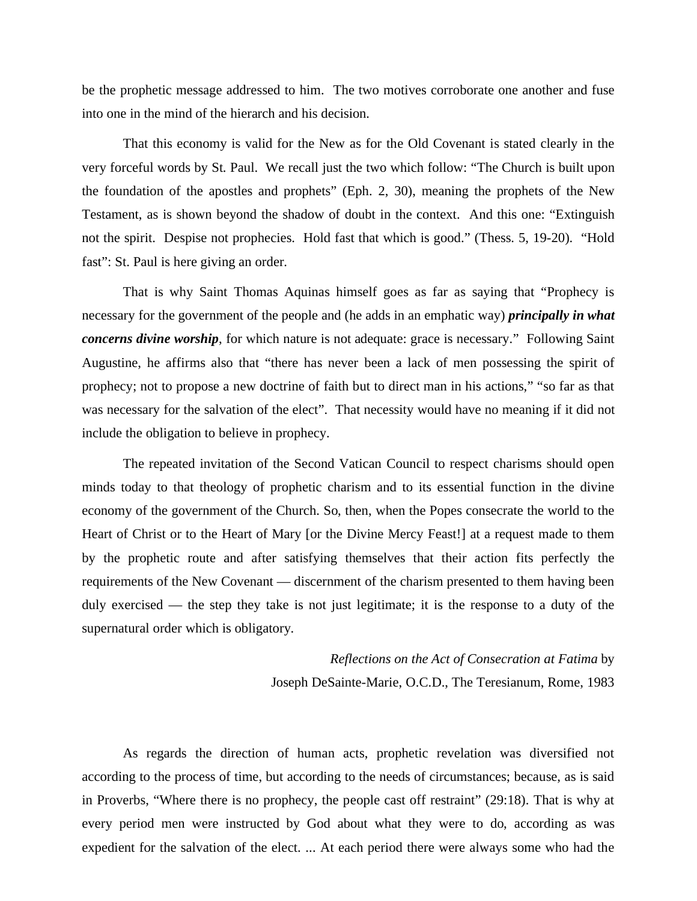be the prophetic message addressed to him. The two motives corroborate one another and fuse into one in the mind of the hierarch and his decision.

That this economy is valid for the New as for the Old Covenant is stated clearly in the very forceful words by St. Paul. We recall just the two which follow: "The Church is built upon the foundation of the apostles and prophets" (Eph. 2, 30), meaning the prophets of the New Testament, as is shown beyond the shadow of doubt in the context. And this one: "Extinguish not the spirit. Despise not prophecies. Hold fast that which is good." (Thess. 5, 19-20). "Hold fast": St. Paul is here giving an order.

That is why Saint Thomas Aquinas himself goes as far as saying that "Prophecy is necessary for the government of the people and (he adds in an emphatic way) ***principally in what concerns divine worship***, for which nature is not adequate: grace is necessary." Following Saint Augustine, he affirms also that "there has never been a lack of men possessing the spirit of prophecy; not to propose a new doctrine of faith but to direct man in his actions," "so far as that was necessary for the salvation of the elect". That necessity would have no meaning if it did not include the obligation to believe in prophecy.

The repeated invitation of the Second Vatican Council to respect charisms should open minds today to that theology of prophetic charism and to its essential function in the divine economy of the government of the Church. So, then, when the Popes consecrate the world to the Heart of Christ or to the Heart of Mary [or the Divine Mercy Feast!] at a request made to them by the prophetic route and after satisfying themselves that their action fits perfectly the requirements of the New Covenant — discernment of the charism presented to them having been duly exercised — the step they take is not just legitimate; it is the response to a duty of the supernatural order which is obligatory.

*Reflections on the Act of Consecration at Fatima* by
Joseph DeSainte-Marie, O.C.D., The Teresianum, Rome, 1983

As regards the direction of human acts, prophetic revelation was diversified not according to the process of time, but according to the needs of circumstances; because, as is said in Proverbs, "Where there is no prophecy, the people cast off restraint" (29:18). That is why at every period men were instructed by God about what they were to do, according as was expedient for the salvation of the elect. ... At each period there were always some who had the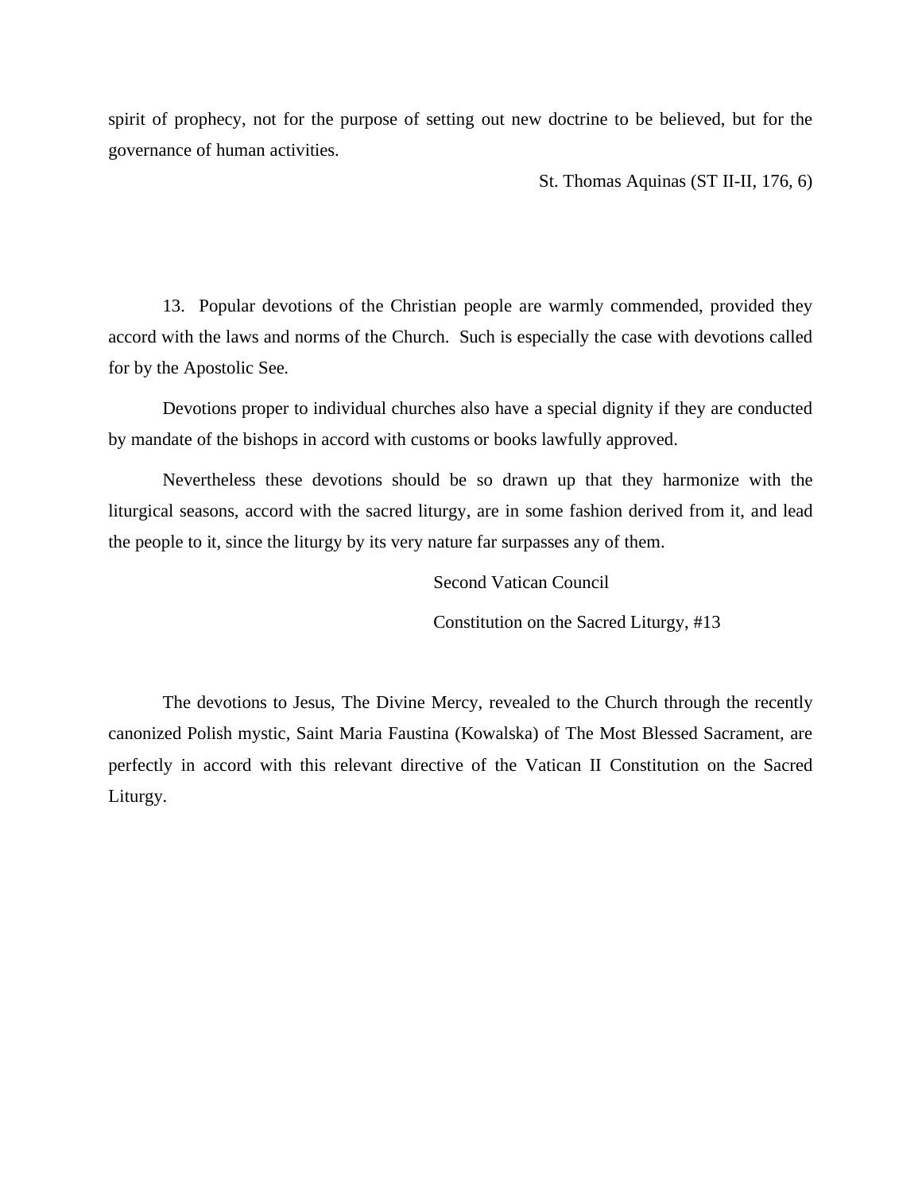spirit of prophecy, not for the purpose of setting out new doctrine to be believed, but for the governance of human activities.

St. Thomas Aquinas (ST II-II, 176, 6)

13. Popular devotions of the Christian people are warmly commended, provided they accord with the laws and norms of the Church. Such is especially the case with devotions called for by the Apostolic See.

Devotions proper to individual churches also have a special dignity if they are conducted by mandate of the bishops in accord with customs or books lawfully approved.

Nevertheless these devotions should be so drawn up that they harmonize with the liturgical seasons, accord with the sacred liturgy, are in some fashion derived from it, and lead the people to it, since the liturgy by its very nature far surpasses any of them.

Second Vatican Council

Constitution on the Sacred Liturgy, #13

The devotions to Jesus, The Divine Mercy, revealed to the Church through the recently canonized Polish mystic, Saint Maria Faustina (Kowalska) of The Most Blessed Sacrament, are perfectly in accord with this relevant directive of the Vatican II Constitution on the Sacred Liturgy.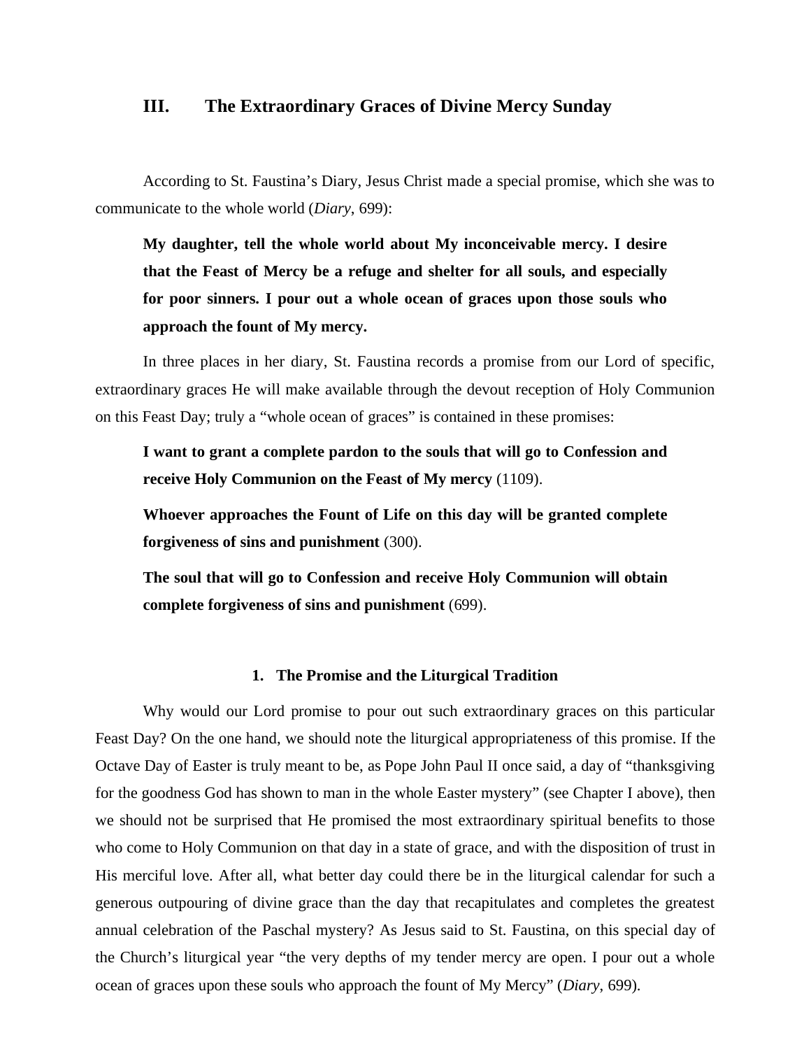## III. The Extraordinary Graces of Divine Mercy Sunday

According to St. Faustina's Diary, Jesus Christ made a special promise, which she was to communicate to the whole world (*Diary*, 699):

> **My daughter, tell the whole world about My inconceivable mercy. I desire that the Feast of Mercy be a refuge and shelter for all souls, and especially for poor sinners. I pour out a whole ocean of graces upon those souls who approach the fount of My mercy.**

In three places in her diary, St. Faustina records a promise from our Lord of specific, extraordinary graces He will make available through the devout reception of Holy Communion on this Feast Day; truly a "whole ocean of graces" is contained in these promises:

> **I want to grant a complete pardon to the souls that will go to Confession and receive Holy Communion on the Feast of My mercy** (1109).
>
> **Whoever approaches the Fount of Life on this day will be granted complete forgiveness of sins and punishment** (300).
>
> **The soul that will go to Confession and receive Holy Communion will obtain complete forgiveness of sins and punishment** (699).

### 1. The Promise and the Liturgical Tradition

Why would our Lord promise to pour out such extraordinary graces on this particular Feast Day? On the one hand, we should note the liturgical appropriateness of this promise. If the Octave Day of Easter is truly meant to be, as Pope John Paul II once said, a day of "thanksgiving for the goodness God has shown to man in the whole Easter mystery" (see Chapter I above), then we should not be surprised that He promised the most extraordinary spiritual benefits to those who come to Holy Communion on that day in a state of grace, and with the disposition of trust in His merciful love. After all, what better day could there be in the liturgical calendar for such a generous outpouring of divine grace than the day that recapitulates and completes the greatest annual celebration of the Paschal mystery? As Jesus said to St. Faustina, on this special day of the Church's liturgical year "the very depths of my tender mercy are open. I pour out a whole ocean of graces upon these souls who approach the fount of My Mercy" (*Diary*, 699).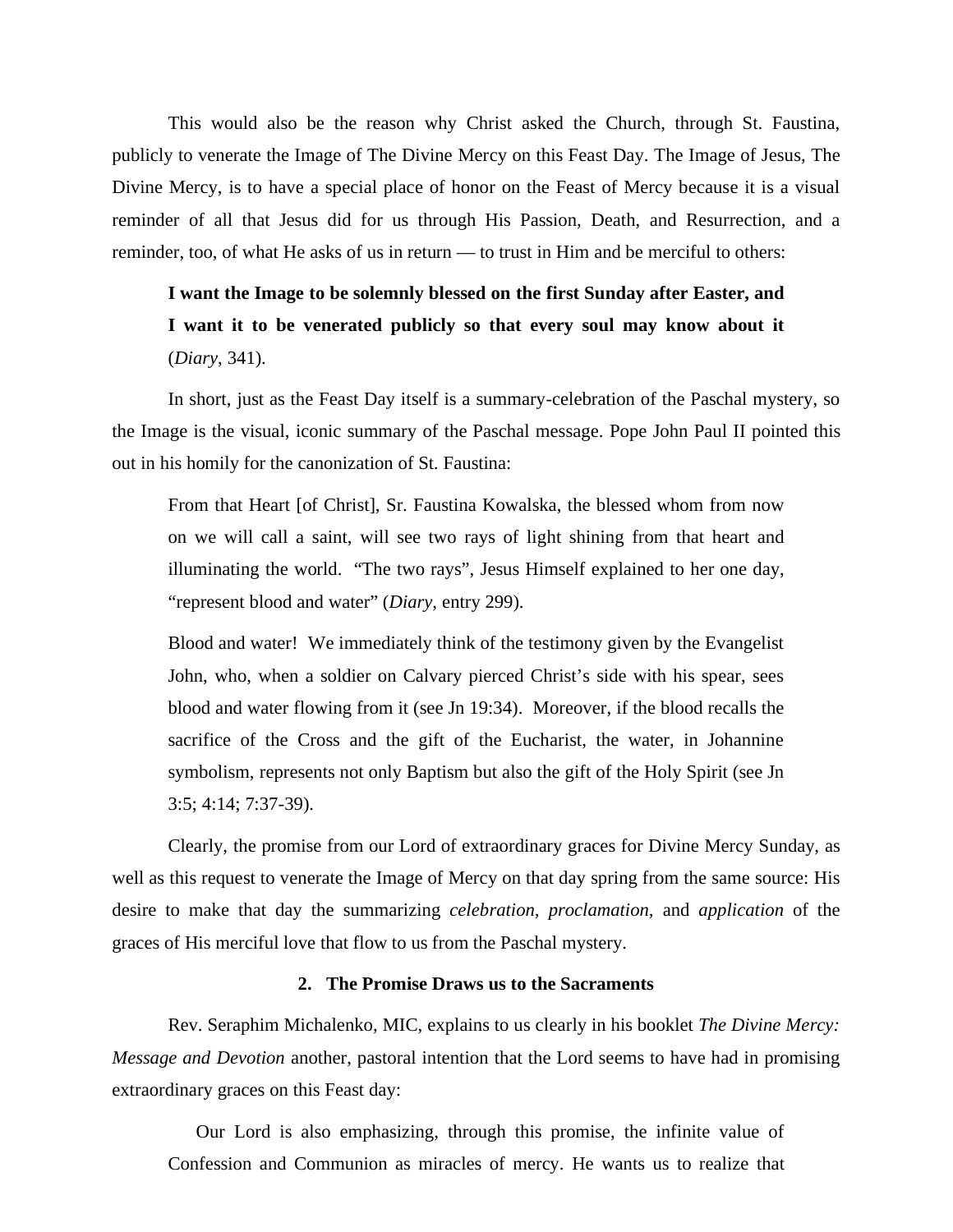This would also be the reason why Christ asked the Church, through St. Faustina, publicly to venerate the Image of The Divine Mercy on this Feast Day. The Image of Jesus, The Divine Mercy, is to have a special place of honor on the Feast of Mercy because it is a visual reminder of all that Jesus did for us through His Passion, Death, and Resurrection, and a reminder, too, of what He asks of us in return — to trust in Him and be merciful to others:

> **I want the Image to be solemnly blessed on the first Sunday after Easter, and I want it to be venerated publicly so that every soul may know about it** (*Diary*, 341).

In short, just as the Feast Day itself is a summary-celebration of the Paschal mystery, so the Image is the visual, iconic summary of the Paschal message. Pope John Paul II pointed this out in his homily for the canonization of St. Faustina:

> From that Heart [of Christ], Sr. Faustina Kowalska, the blessed whom from now on we will call a saint, will see two rays of light shining from that heart and illuminating the world. "The two rays", Jesus Himself explained to her one day, "represent blood and water" (*Diary*, entry 299).
>
> Blood and water! We immediately think of the testimony given by the Evangelist John, who, when a soldier on Calvary pierced Christ's side with his spear, sees blood and water flowing from it (see Jn 19:34). Moreover, if the blood recalls the sacrifice of the Cross and the gift of the Eucharist, the water, in Johannine symbolism, represents not only Baptism but also the gift of the Holy Spirit (see Jn 3:5; 4:14; 7:37-39).

Clearly, the promise from our Lord of extraordinary graces for Divine Mercy Sunday, as well as this request to venerate the Image of Mercy on that day spring from the same source: His desire to make that day the summarizing *celebration*, *proclamation*, and *application* of the graces of His merciful love that flow to us from the Paschal mystery.

### 2. The Promise Draws us to the Sacraments

Rev. Seraphim Michalenko, MIC, explains to us clearly in his booklet *The Divine Mercy: Message and Devotion* another, pastoral intention that the Lord seems to have had in promising extraordinary graces on this Feast day:

> Our Lord is also emphasizing, through this promise, the infinite value of Confession and Communion as miracles of mercy. He wants us to realize that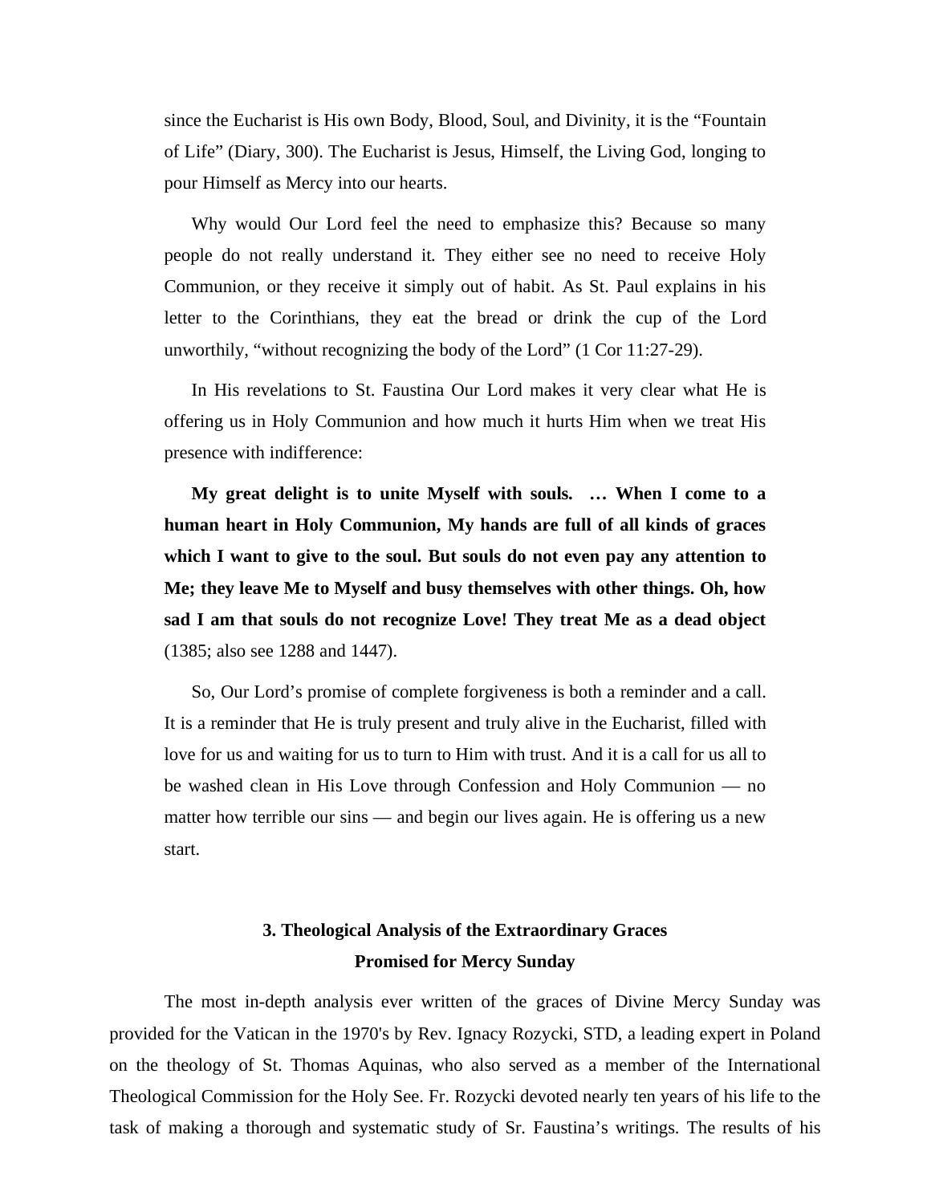since the Eucharist is His own Body, Blood, Soul, and Divinity, it is the "Fountain of Life" (Diary, 300). The Eucharist is Jesus, Himself, the Living God, longing to pour Himself as Mercy into our hearts.

Why would Our Lord feel the need to emphasize this? Because so many people do not really understand it. They either see no need to receive Holy Communion, or they receive it simply out of habit. As St. Paul explains in his letter to the Corinthians, they eat the bread or drink the cup of the Lord unworthily, "without recognizing the body of the Lord" (1 Cor 11:27-29).

In His revelations to St. Faustina Our Lord makes it very clear what He is offering us in Holy Communion and how much it hurts Him when we treat His presence with indifference:

**My great delight is to unite Myself with souls. … When I come to a human heart in Holy Communion, My hands are full of all kinds of graces which I want to give to the soul. But souls do not even pay any attention to Me; they leave Me to Myself and busy themselves with other things. Oh, how sad I am that souls do not recognize Love! They treat Me as a dead object** (1385; also see 1288 and 1447).

So, Our Lord's promise of complete forgiveness is both a reminder and a call. It is a reminder that He is truly present and truly alive in the Eucharist, filled with love for us and waiting for us to turn to Him with trust. And it is a call for us all to be washed clean in His Love through Confession and Holy Communion — no matter how terrible our sins — and begin our lives again. He is offering us a new start.

## 3. Theological Analysis of the Extraordinary Graces Promised for Mercy Sunday

The most in-depth analysis ever written of the graces of Divine Mercy Sunday was provided for the Vatican in the 1970's by Rev. Ignacy Rozycki, STD, a leading expert in Poland on the theology of St. Thomas Aquinas, who also served as a member of the International Theological Commission for the Holy See. Fr. Rozycki devoted nearly ten years of his life to the task of making a thorough and systematic study of Sr. Faustina's writings. The results of his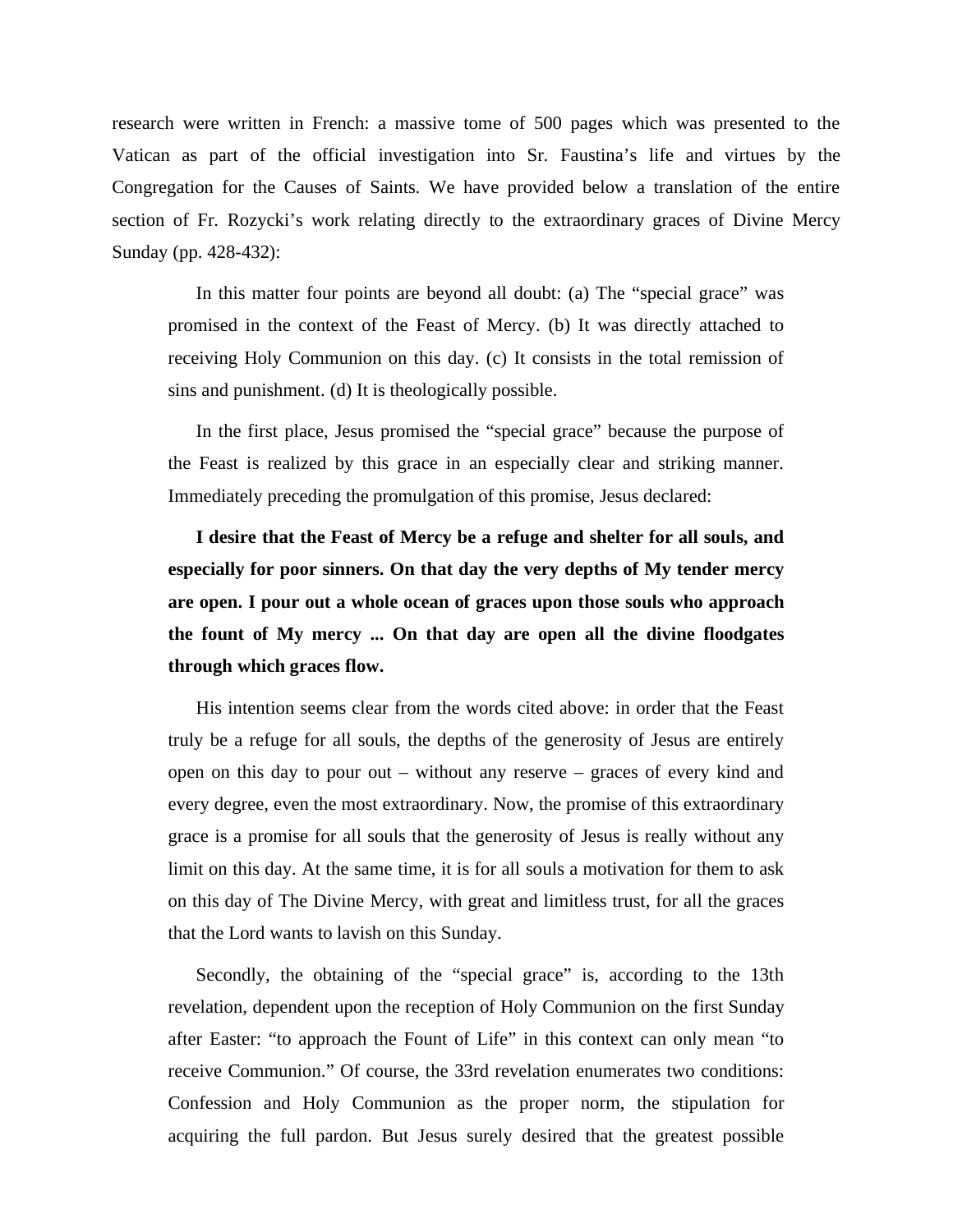research were written in French: a massive tome of 500 pages which was presented to the Vatican as part of the official investigation into Sr. Faustina's life and virtues by the Congregation for the Causes of Saints. We have provided below a translation of the entire section of Fr. Rozycki's work relating directly to the extraordinary graces of Divine Mercy Sunday (pp. 428-432):

> In this matter four points are beyond all doubt: (a) The "special grace" was promised in the context of the Feast of Mercy. (b) It was directly attached to receiving Holy Communion on this day. (c) It consists in the total remission of sins and punishment. (d) It is theologically possible.
>
> In the first place, Jesus promised the "special grace" because the purpose of the Feast is realized by this grace in an especially clear and striking manner. Immediately preceding the promulgation of this promise, Jesus declared:
>
> **I desire that the Feast of Mercy be a refuge and shelter for all souls, and especially for poor sinners. On that day the very depths of My tender mercy are open. I pour out a whole ocean of graces upon those souls who approach the fount of My mercy ... On that day are open all the divine floodgates through which graces flow.**
>
> His intention seems clear from the words cited above: in order that the Feast truly be a refuge for all souls, the depths of the generosity of Jesus are entirely open on this day to pour out – without any reserve – graces of every kind and every degree, even the most extraordinary. Now, the promise of this extraordinary grace is a promise for all souls that the generosity of Jesus is really without any limit on this day. At the same time, it is for all souls a motivation for them to ask on this day of The Divine Mercy, with great and limitless trust, for all the graces that the Lord wants to lavish on this Sunday.
>
> Secondly, the obtaining of the "special grace" is, according to the 13th revelation, dependent upon the reception of Holy Communion on the first Sunday after Easter: "to approach the Fount of Life" in this context can only mean "to receive Communion." Of course, the 33rd revelation enumerates two conditions: Confession and Holy Communion as the proper norm, the stipulation for acquiring the full pardon. But Jesus surely desired that the greatest possible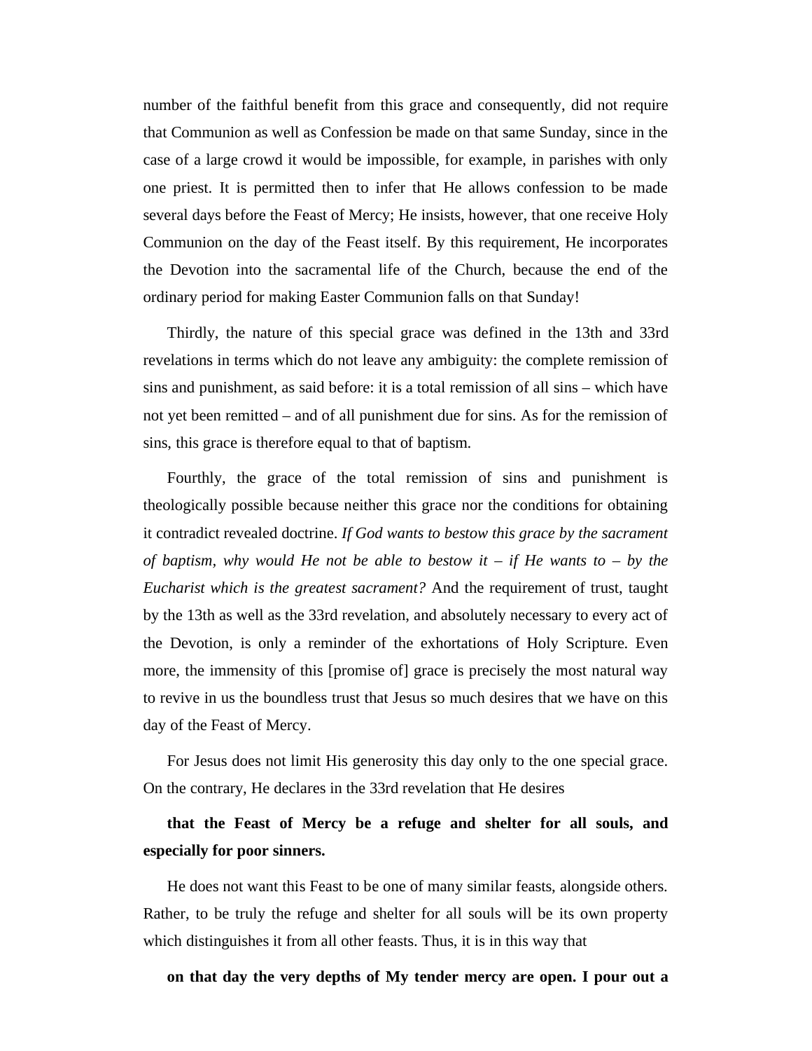number of the faithful benefit from this grace and consequently, did not require that Communion as well as Confession be made on that same Sunday, since in the case of a large crowd it would be impossible, for example, in parishes with only one priest. It is permitted then to infer that He allows confession to be made several days before the Feast of Mercy; He insists, however, that one receive Holy Communion on the day of the Feast itself. By this requirement, He incorporates the Devotion into the sacramental life of the Church, because the end of the ordinary period for making Easter Communion falls on that Sunday!

Thirdly, the nature of this special grace was defined in the 13th and 33rd revelations in terms which do not leave any ambiguity: the complete remission of sins and punishment, as said before: it is a total remission of all sins – which have not yet been remitted – and of all punishment due for sins. As for the remission of sins, this grace is therefore equal to that of baptism.

Fourthly, the grace of the total remission of sins and punishment is theologically possible because neither this grace nor the conditions for obtaining it contradict revealed doctrine. *If God wants to bestow this grace by the sacrament of baptism, why would He not be able to bestow it – if He wants to – by the Eucharist which is the greatest sacrament?* And the requirement of trust, taught by the 13th as well as the 33rd revelation, and absolutely necessary to every act of the Devotion, is only a reminder of the exhortations of Holy Scripture. Even more, the immensity of this [promise of] grace is precisely the most natural way to revive in us the boundless trust that Jesus so much desires that we have on this day of the Feast of Mercy.

For Jesus does not limit His generosity this day only to the one special grace. On the contrary, He declares in the 33rd revelation that He desires

**that the Feast of Mercy be a refuge and shelter for all souls, and especially for poor sinners.**

He does not want this Feast to be one of many similar feasts, alongside others. Rather, to be truly the refuge and shelter for all souls will be its own property which distinguishes it from all other feasts. Thus, it is in this way that

**on that day the very depths of My tender mercy are open. I pour out a**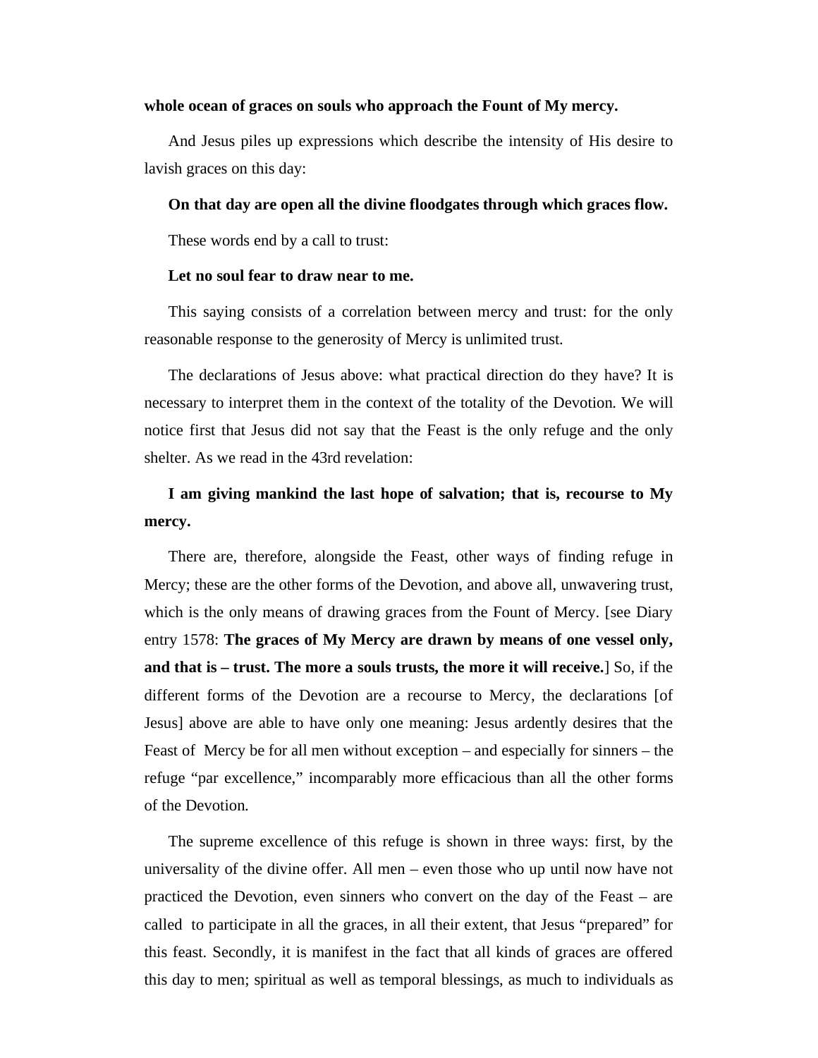**whole ocean of graces on souls who approach the Fount of My mercy.**

And Jesus piles up expressions which describe the intensity of His desire to lavish graces on this day:

**On that day are open all the divine floodgates through which graces flow.**

These words end by a call to trust:

**Let no soul fear to draw near to me.**

This saying consists of a correlation between mercy and trust: for the only reasonable response to the generosity of Mercy is unlimited trust.

The declarations of Jesus above: what practical direction do they have? It is necessary to interpret them in the context of the totality of the Devotion. We will notice first that Jesus did not say that the Feast is the only refuge and the only shelter. As we read in the 43rd revelation:

**I am giving mankind the last hope of salvation; that is, recourse to My mercy.**

There are, therefore, alongside the Feast, other ways of finding refuge in Mercy; these are the other forms of the Devotion, and above all, unwavering trust, which is the only means of drawing graces from the Fount of Mercy. [see Diary entry 1578: **The graces of My Mercy are drawn by means of one vessel only, and that is – trust. The more a souls trusts, the more it will receive.**] So, if the different forms of the Devotion are a recourse to Mercy, the declarations [of Jesus] above are able to have only one meaning: Jesus ardently desires that the Feast of Mercy be for all men without exception – and especially for sinners – the refuge "par excellence," incomparably more efficacious than all the other forms of the Devotion.

The supreme excellence of this refuge is shown in three ways: first, by the universality of the divine offer. All men – even those who up until now have not practiced the Devotion, even sinners who convert on the day of the Feast – are called to participate in all the graces, in all their extent, that Jesus "prepared" for this feast. Secondly, it is manifest in the fact that all kinds of graces are offered this day to men; spiritual as well as temporal blessings, as much to individuals as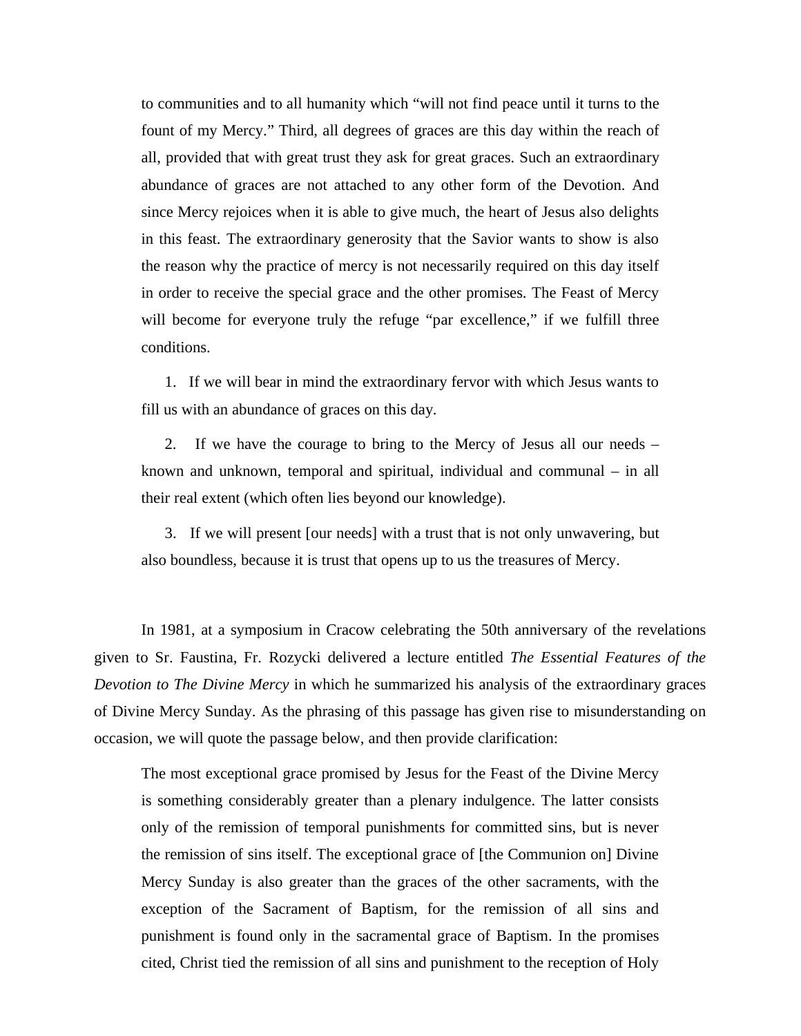> to communities and to all humanity which "will not find peace until it turns to the fount of my Mercy." Third, all degrees of graces are this day within the reach of all, provided that with great trust they ask for great graces. Such an extraordinary abundance of graces are not attached to any other form of the Devotion. And since Mercy rejoices when it is able to give much, the heart of Jesus also delights in this feast. The extraordinary generosity that the Savior wants to show is also the reason why the practice of mercy is not necessarily required on this day itself in order to receive the special grace and the other promises. The Feast of Mercy will become for everyone truly the refuge "par excellence," if we fulfill three conditions.
>
> 1. If we will bear in mind the extraordinary fervor with which Jesus wants to fill us with an abundance of graces on this day.
>
> 2. If we have the courage to bring to the Mercy of Jesus all our needs – known and unknown, temporal and spiritual, individual and communal – in all their real extent (which often lies beyond our knowledge).
>
> 3. If we will present [our needs] with a trust that is not only unwavering, but also boundless, because it is trust that opens up to us the treasures of Mercy.

In 1981, at a symposium in Cracow celebrating the 50th anniversary of the revelations given to Sr. Faustina, Fr. Rozycki delivered a lecture entitled *The Essential Features of the Devotion to The Divine Mercy* in which he summarized his analysis of the extraordinary graces of Divine Mercy Sunday. As the phrasing of this passage has given rise to misunderstanding on occasion, we will quote the passage below, and then provide clarification:

> The most exceptional grace promised by Jesus for the Feast of the Divine Mercy is something considerably greater than a plenary indulgence. The latter consists only of the remission of temporal punishments for committed sins, but is never the remission of sins itself. The exceptional grace of [the Communion on] Divine Mercy Sunday is also greater than the graces of the other sacraments, with the exception of the Sacrament of Baptism, for the remission of all sins and punishment is found only in the sacramental grace of Baptism. In the promises cited, Christ tied the remission of all sins and punishment to the reception of Holy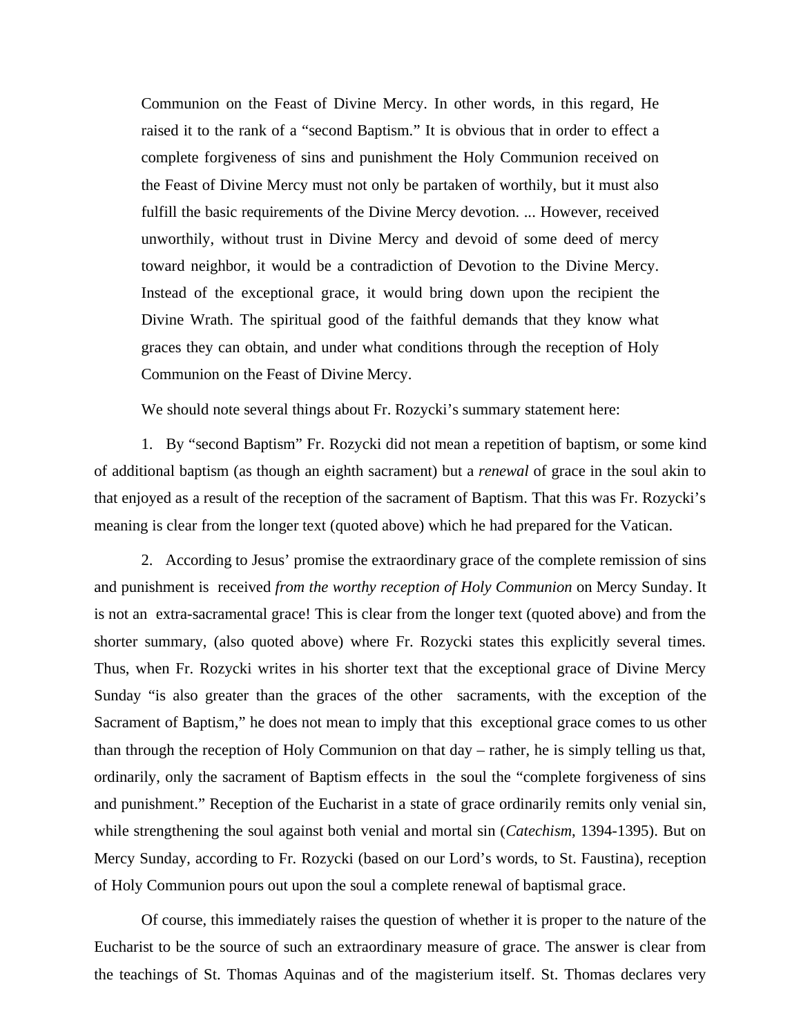> Communion on the Feast of Divine Mercy. In other words, in this regard, He raised it to the rank of a "second Baptism." It is obvious that in order to effect a complete forgiveness of sins and punishment the Holy Communion received on the Feast of Divine Mercy must not only be partaken of worthily, but it must also fulfill the basic requirements of the Divine Mercy devotion. ... However, received unworthily, without trust in Divine Mercy and devoid of some deed of mercy toward neighbor, it would be a contradiction of Devotion to the Divine Mercy. Instead of the exceptional grace, it would bring down upon the recipient the Divine Wrath. The spiritual good of the faithful demands that they know what graces they can obtain, and under what conditions through the reception of Holy Communion on the Feast of Divine Mercy.

We should note several things about Fr. Rozycki's summary statement here:

1. By "second Baptism" Fr. Rozycki did not mean a repetition of baptism, or some kind of additional baptism (as though an eighth sacrament) but a *renewal* of grace in the soul akin to that enjoyed as a result of the reception of the sacrament of Baptism. That this was Fr. Rozycki's meaning is clear from the longer text (quoted above) which he had prepared for the Vatican.

2. According to Jesus' promise the extraordinary grace of the complete remission of sins and punishment is received *from the worthy reception of Holy Communion* on Mercy Sunday. It is not an extra-sacramental grace! This is clear from the longer text (quoted above) and from the shorter summary, (also quoted above) where Fr. Rozycki states this explicitly several times. Thus, when Fr. Rozycki writes in his shorter text that the exceptional grace of Divine Mercy Sunday "is also greater than the graces of the other sacraments, with the exception of the Sacrament of Baptism," he does not mean to imply that this exceptional grace comes to us other than through the reception of Holy Communion on that day – rather, he is simply telling us that, ordinarily, only the sacrament of Baptism effects in the soul the "complete forgiveness of sins and punishment." Reception of the Eucharist in a state of grace ordinarily remits only venial sin, while strengthening the soul against both venial and mortal sin (*Catechism*, 1394-1395). But on Mercy Sunday, according to Fr. Rozycki (based on our Lord's words, to St. Faustina), reception of Holy Communion pours out upon the soul a complete renewal of baptismal grace.

Of course, this immediately raises the question of whether it is proper to the nature of the Eucharist to be the source of such an extraordinary measure of grace. The answer is clear from the teachings of St. Thomas Aquinas and of the magisterium itself. St. Thomas declares very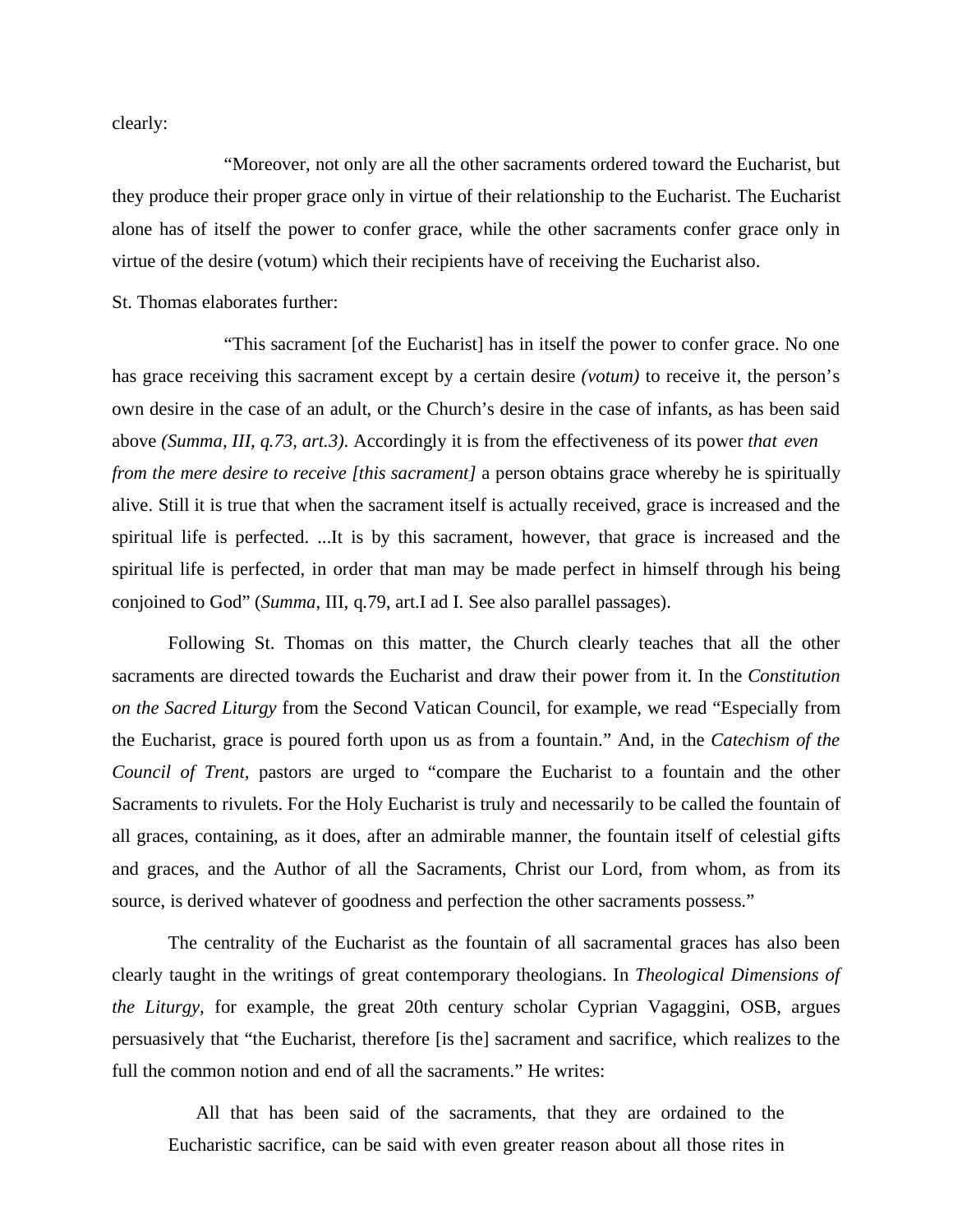clearly:

> "Moreover, not only are all the other sacraments ordered toward the Eucharist, but they produce their proper grace only in virtue of their relationship to the Eucharist. The Eucharist alone has of itself the power to confer grace, while the other sacraments confer grace only in virtue of the desire (votum) which their recipients have of receiving the Eucharist also.

St. Thomas elaborates further:

> "This sacrament [of the Eucharist] has in itself the power to confer grace. No one has grace receiving this sacrament except by a certain desire *(votum)* to receive it, the person's own desire in the case of an adult, or the Church's desire in the case of infants, as has been said above *(Summa, III, q.73, art.3).* Accordingly it is from the effectiveness of its power *that even from the mere desire to receive [this sacrament]* a person obtains grace whereby he is spiritually alive. Still it is true that when the sacrament itself is actually received, grace is increased and the spiritual life is perfected. ...It is by this sacrament, however, that grace is increased and the spiritual life is perfected, in order that man may be made perfect in himself through his being conjoined to God" (*Summa*, III, q.79, art.I ad I. See also parallel passages).

Following St. Thomas on this matter, the Church clearly teaches that all the other sacraments are directed towards the Eucharist and draw their power from it. In the *Constitution on the Sacred Liturgy* from the Second Vatican Council, for example, we read "Especially from the Eucharist, grace is poured forth upon us as from a fountain." And, in the *Catechism of the Council of Trent,* pastors are urged to "compare the Eucharist to a fountain and the other Sacraments to rivulets. For the Holy Eucharist is truly and necessarily to be called the fountain of all graces, containing, as it does, after an admirable manner, the fountain itself of celestial gifts and graces, and the Author of all the Sacraments, Christ our Lord, from whom, as from its source, is derived whatever of goodness and perfection the other sacraments possess."

The centrality of the Eucharist as the fountain of all sacramental graces has also been clearly taught in the writings of great contemporary theologians. In *Theological Dimensions of the Liturgy,* for example, the great 20th century scholar Cyprian Vagaggini, OSB, argues persuasively that "the Eucharist, therefore [is the] sacrament and sacrifice, which realizes to the full the common notion and end of all the sacraments." He writes:

> All that has been said of the sacraments, that they are ordained to the Eucharistic sacrifice, can be said with even greater reason about all those rites in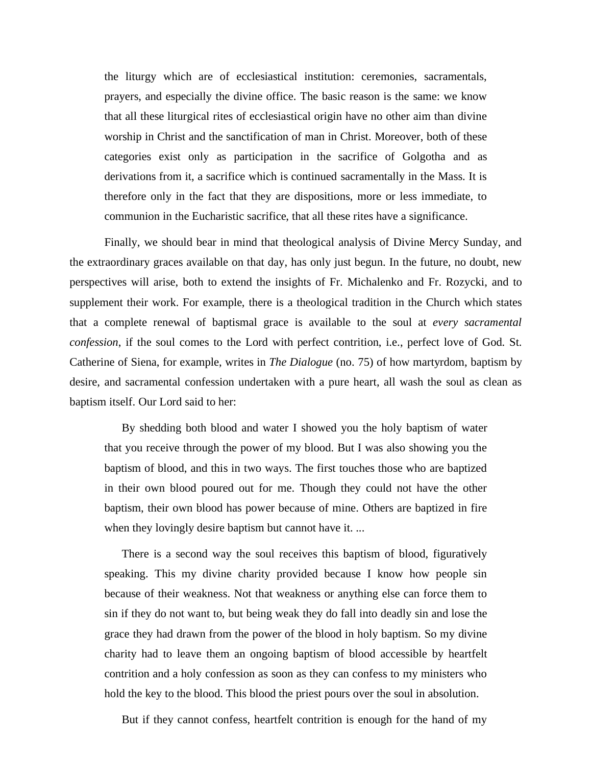> the liturgy which are of ecclesiastical institution: ceremonies, sacramentals, prayers, and especially the divine office. The basic reason is the same: we know that all these liturgical rites of ecclesiastical origin have no other aim than divine worship in Christ and the sanctification of man in Christ. Moreover, both of these categories exist only as participation in the sacrifice of Golgotha and as derivations from it, a sacrifice which is continued sacramentally in the Mass. It is therefore only in the fact that they are dispositions, more or less immediate, to communion in the Eucharistic sacrifice, that all these rites have a significance.

Finally, we should bear in mind that theological analysis of Divine Mercy Sunday, and the extraordinary graces available on that day, has only just begun. In the future, no doubt, new perspectives will arise, both to extend the insights of Fr. Michalenko and Fr. Rozycki, and to supplement their work. For example, there is a theological tradition in the Church which states that a complete renewal of baptismal grace is available to the soul at *every sacramental confession*, if the soul comes to the Lord with perfect contrition, i.e., perfect love of God. St. Catherine of Siena, for example, writes in *The Dialogue* (no. 75) of how martyrdom, baptism by desire, and sacramental confession undertaken with a pure heart, all wash the soul as clean as baptism itself. Our Lord said to her:

> By shedding both blood and water I showed you the holy baptism of water that you receive through the power of my blood. But I was also showing you the baptism of blood, and this in two ways. The first touches those who are baptized in their own blood poured out for me. Though they could not have the other baptism, their own blood has power because of mine. Others are baptized in fire when they lovingly desire baptism but cannot have it. ...
>
> There is a second way the soul receives this baptism of blood, figuratively speaking. This my divine charity provided because I know how people sin because of their weakness. Not that weakness or anything else can force them to sin if they do not want to, but being weak they do fall into deadly sin and lose the grace they had drawn from the power of the blood in holy baptism. So my divine charity had to leave them an ongoing baptism of blood accessible by heartfelt contrition and a holy confession as soon as they can confess to my ministers who hold the key to the blood. This blood the priest pours over the soul in absolution.
>
> But if they cannot confess, heartfelt contrition is enough for the hand of my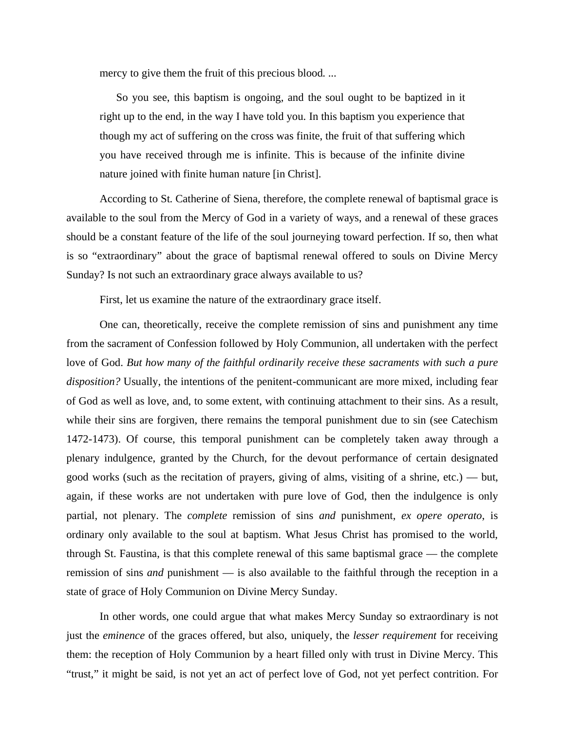> mercy to give them the fruit of this precious blood. ...
>
> So you see, this baptism is ongoing, and the soul ought to be baptized in it right up to the end, in the way I have told you. In this baptism you experience that though my act of suffering on the cross was finite, the fruit of that suffering which you have received through me is infinite. This is because of the infinite divine nature joined with finite human nature [in Christ].

According to St. Catherine of Siena, therefore, the complete renewal of baptismal grace is available to the soul from the Mercy of God in a variety of ways, and a renewal of these graces should be a constant feature of the life of the soul journeying toward perfection. If so, then what is so "extraordinary" about the grace of baptismal renewal offered to souls on Divine Mercy Sunday? Is not such an extraordinary grace always available to us?

First, let us examine the nature of the extraordinary grace itself.

One can, theoretically, receive the complete remission of sins and punishment any time from the sacrament of Confession followed by Holy Communion, all undertaken with the perfect love of God. *But how many of the faithful ordinarily receive these sacraments with such a pure disposition?* Usually, the intentions of the penitent-communicant are more mixed, including fear of God as well as love, and, to some extent, with continuing attachment to their sins. As a result, while their sins are forgiven, there remains the temporal punishment due to sin (see Catechism 1472-1473). Of course, this temporal punishment can be completely taken away through a plenary indulgence, granted by the Church, for the devout performance of certain designated good works (such as the recitation of prayers, giving of alms, visiting of a shrine, etc.) — but, again, if these works are not undertaken with pure love of God, then the indulgence is only partial, not plenary. The *complete* remission of sins *and* punishment, *ex opere operato*, is ordinary only available to the soul at baptism. What Jesus Christ has promised to the world, through St. Faustina, is that this complete renewal of this same baptismal grace — the complete remission of sins *and* punishment — is also available to the faithful through the reception in a state of grace of Holy Communion on Divine Mercy Sunday.

In other words, one could argue that what makes Mercy Sunday so extraordinary is not just the *eminence* of the graces offered, but also, uniquely, the *lesser requirement* for receiving them: the reception of Holy Communion by a heart filled only with trust in Divine Mercy. This "trust," it might be said, is not yet an act of perfect love of God, not yet perfect contrition. For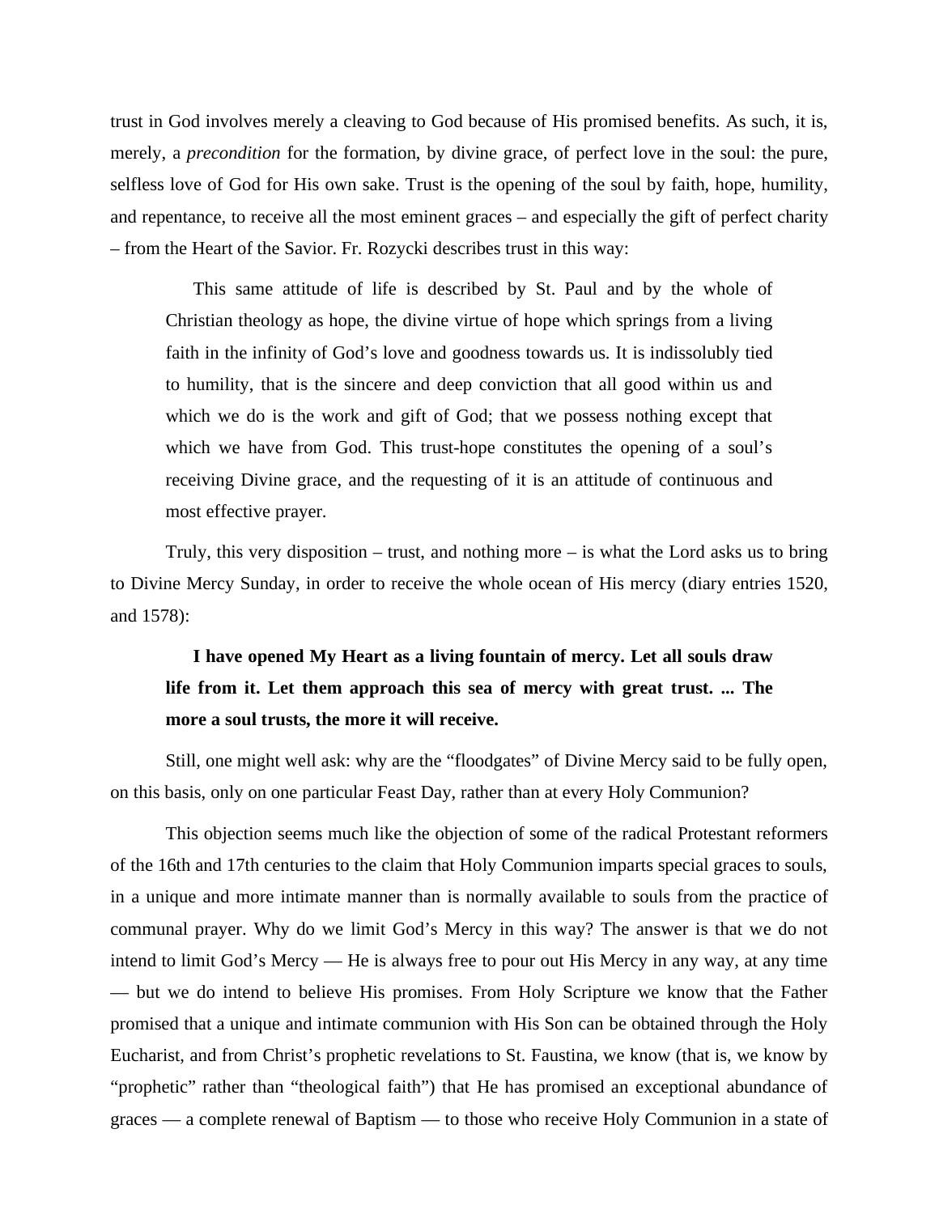trust in God involves merely a cleaving to God because of His promised benefits. As such, it is, merely, a *precondition* for the formation, by divine grace, of perfect love in the soul: the pure, selfless love of God for His own sake. Trust is the opening of the soul by faith, hope, humility, and repentance, to receive all the most eminent graces – and especially the gift of perfect charity – from the Heart of the Savior. Fr. Rozycki describes trust in this way:

> This same attitude of life is described by St. Paul and by the whole of Christian theology as hope, the divine virtue of hope which springs from a living faith in the infinity of God's love and goodness towards us. It is indissolubly tied to humility, that is the sincere and deep conviction that all good within us and which we do is the work and gift of God; that we possess nothing except that which we have from God. This trust-hope constitutes the opening of a soul's receiving Divine grace, and the requesting of it is an attitude of continuous and most effective prayer.

Truly, this very disposition – trust, and nothing more – is what the Lord asks us to bring to Divine Mercy Sunday, in order to receive the whole ocean of His mercy (diary entries 1520, and 1578):

> **I have opened My Heart as a living fountain of mercy. Let all souls draw life from it. Let them approach this sea of mercy with great trust. ... The more a soul trusts, the more it will receive.**

Still, one might well ask: why are the "floodgates" of Divine Mercy said to be fully open, on this basis, only on one particular Feast Day, rather than at every Holy Communion?

This objection seems much like the objection of some of the radical Protestant reformers of the 16th and 17th centuries to the claim that Holy Communion imparts special graces to souls, in a unique and more intimate manner than is normally available to souls from the practice of communal prayer. Why do we limit God's Mercy in this way? The answer is that we do not intend to limit God's Mercy — He is always free to pour out His Mercy in any way, at any time — but we do intend to believe His promises. From Holy Scripture we know that the Father promised that a unique and intimate communion with His Son can be obtained through the Holy Eucharist, and from Christ's prophetic revelations to St. Faustina, we know (that is, we know by "prophetic" rather than "theological faith") that He has promised an exceptional abundance of graces — a complete renewal of Baptism — to those who receive Holy Communion in a state of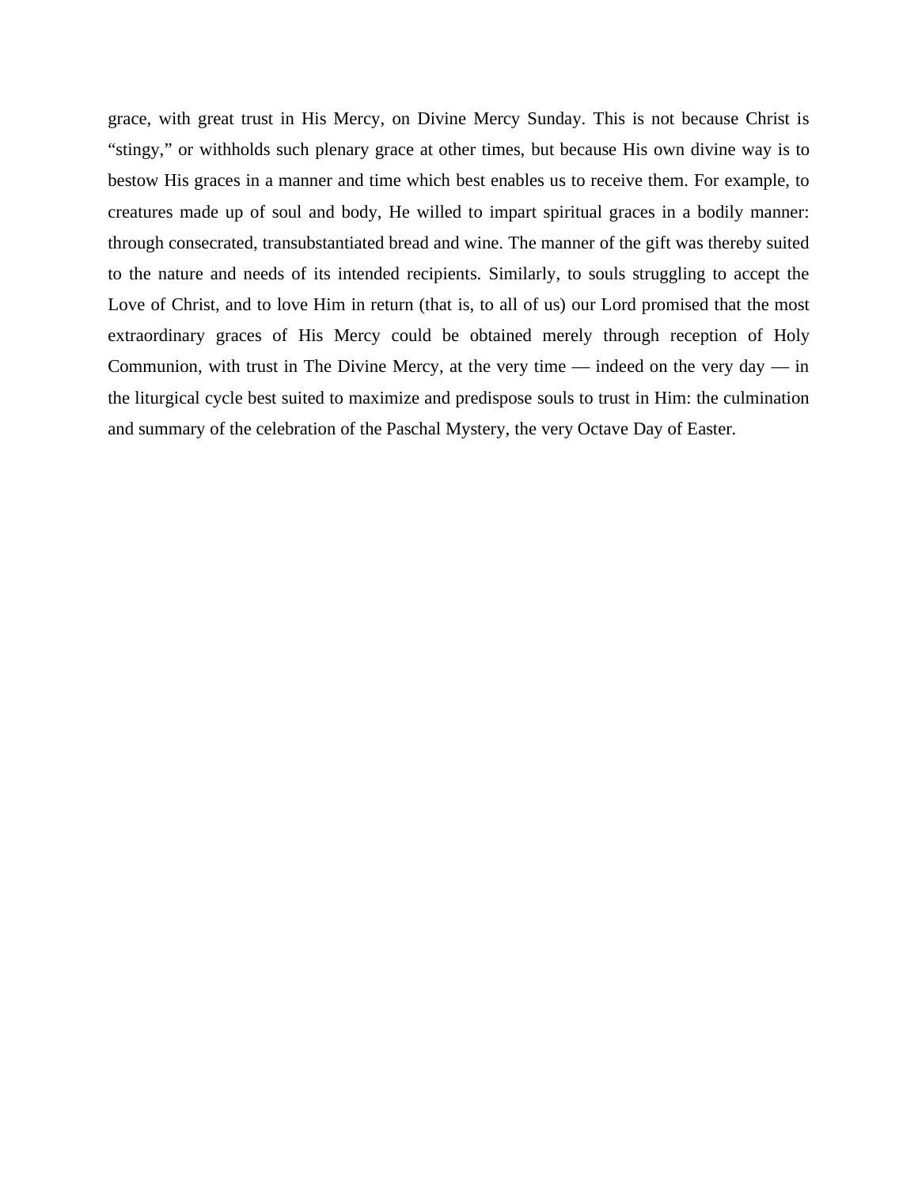grace, with great trust in His Mercy, on Divine Mercy Sunday. This is not because Christ is "stingy," or withholds such plenary grace at other times, but because His own divine way is to bestow His graces in a manner and time which best enables us to receive them. For example, to creatures made up of soul and body, He willed to impart spiritual graces in a bodily manner: through consecrated, transubstantiated bread and wine. The manner of the gift was thereby suited to the nature and needs of its intended recipients. Similarly, to souls struggling to accept the Love of Christ, and to love Him in return (that is, to all of us) our Lord promised that the most extraordinary graces of His Mercy could be obtained merely through reception of Holy Communion, with trust in The Divine Mercy, at the very time — indeed on the very day — in the liturgical cycle best suited to maximize and predispose souls to trust in Him: the culmination and summary of the celebration of the Paschal Mystery, the very Octave Day of Easter.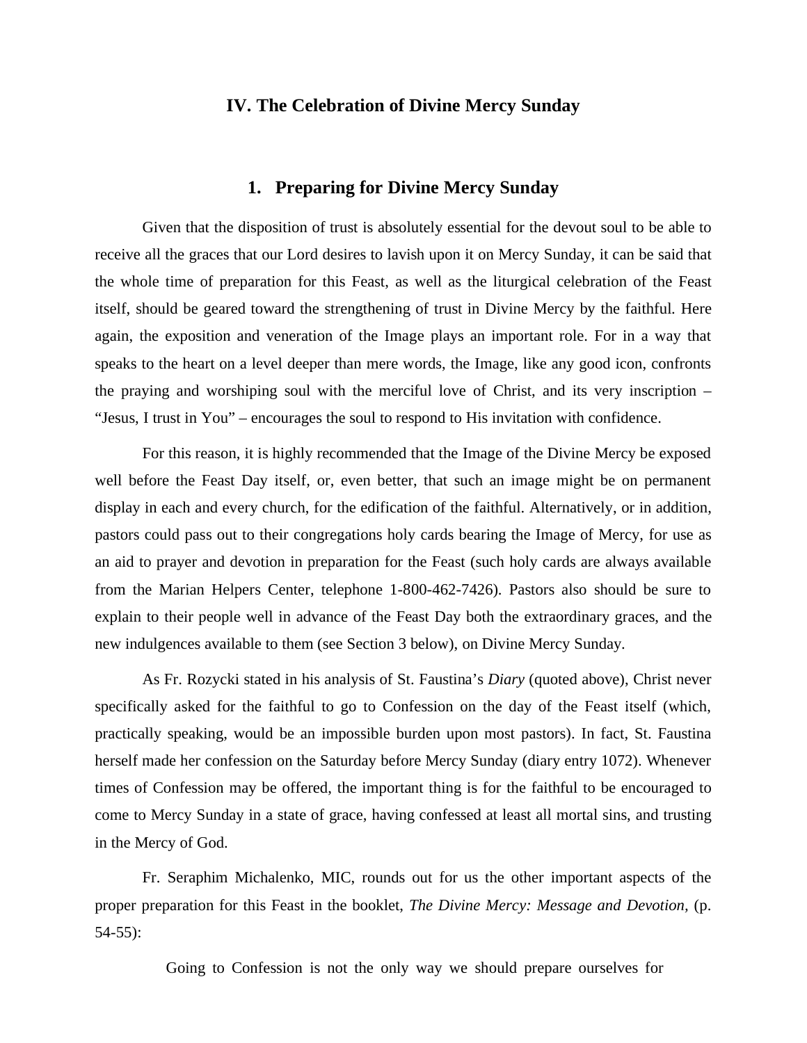## IV. The Celebration of Divine Mercy Sunday

### 1. Preparing for Divine Mercy Sunday

Given that the disposition of trust is absolutely essential for the devout soul to be able to receive all the graces that our Lord desires to lavish upon it on Mercy Sunday, it can be said that the whole time of preparation for this Feast, as well as the liturgical celebration of the Feast itself, should be geared toward the strengthening of trust in Divine Mercy by the faithful. Here again, the exposition and veneration of the Image plays an important role. For in a way that speaks to the heart on a level deeper than mere words, the Image, like any good icon, confronts the praying and worshiping soul with the merciful love of Christ, and its very inscription – "Jesus, I trust in You" – encourages the soul to respond to His invitation with confidence.

For this reason, it is highly recommended that the Image of the Divine Mercy be exposed well before the Feast Day itself, or, even better, that such an image might be on permanent display in each and every church, for the edification of the faithful. Alternatively, or in addition, pastors could pass out to their congregations holy cards bearing the Image of Mercy, for use as an aid to prayer and devotion in preparation for the Feast (such holy cards are always available from the Marian Helpers Center, telephone 1-800-462-7426). Pastors also should be sure to explain to their people well in advance of the Feast Day both the extraordinary graces, and the new indulgences available to them (see Section 3 below), on Divine Mercy Sunday.

As Fr. Rozycki stated in his analysis of St. Faustina's *Diary* (quoted above), Christ never specifically asked for the faithful to go to Confession on the day of the Feast itself (which, practically speaking, would be an impossible burden upon most pastors). In fact, St. Faustina herself made her confession on the Saturday before Mercy Sunday (diary entry 1072). Whenever times of Confession may be offered, the important thing is for the faithful to be encouraged to come to Mercy Sunday in a state of grace, having confessed at least all mortal sins, and trusting in the Mercy of God.

Fr. Seraphim Michalenko, MIC, rounds out for us the other important aspects of the proper preparation for this Feast in the booklet, *The Divine Mercy: Message and Devotion,* (p. 54-55):

> Going to Confession is not the only way we should prepare ourselves for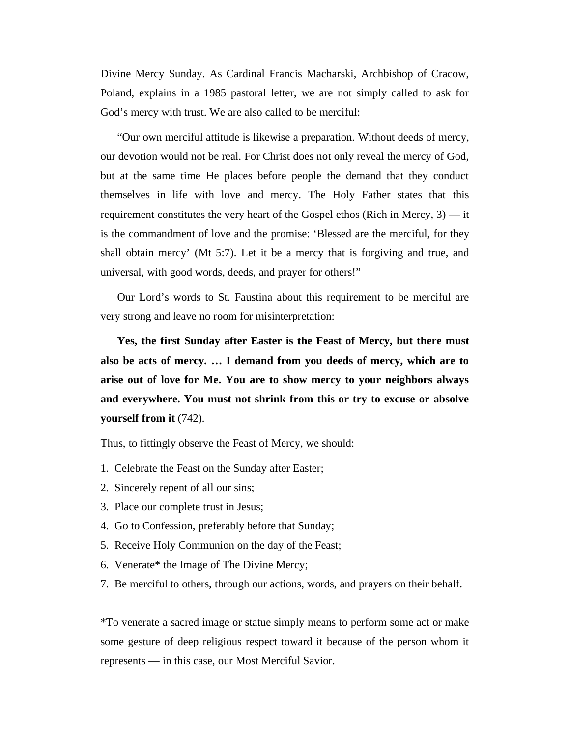Divine Mercy Sunday. As Cardinal Francis Macharski, Archbishop of Cracow, Poland, explains in a 1985 pastoral letter, we are not simply called to ask for God's mercy with trust. We are also called to be merciful:

"Our own merciful attitude is likewise a preparation. Without deeds of mercy, our devotion would not be real. For Christ does not only reveal the mercy of God, but at the same time He places before people the demand that they conduct themselves in life with love and mercy. The Holy Father states that this requirement constitutes the very heart of the Gospel ethos (Rich in Mercy, 3) — it is the commandment of love and the promise: 'Blessed are the merciful, for they shall obtain mercy' (Mt 5:7). Let it be a mercy that is forgiving and true, and universal, with good words, deeds, and prayer for others!"

Our Lord's words to St. Faustina about this requirement to be merciful are very strong and leave no room for misinterpretation:

**Yes, the first Sunday after Easter is the Feast of Mercy, but there must also be acts of mercy. … I demand from you deeds of mercy, which are to arise out of love for Me. You are to show mercy to your neighbors always and everywhere. You must not shrink from this or try to excuse or absolve yourself from it** (742).

Thus, to fittingly observe the Feast of Mercy, we should:

1. Celebrate the Feast on the Sunday after Easter;
2. Sincerely repent of all our sins;
3. Place our complete trust in Jesus;
4. Go to Confession, preferably before that Sunday;
5. Receive Holy Communion on the day of the Feast;
6. Venerate* the Image of The Divine Mercy;
7. Be merciful to others, through our actions, words, and prayers on their behalf.

*To venerate a sacred image or statue simply means to perform some act or make some gesture of deep religious respect toward it because of the person whom it represents — in this case, our Most Merciful Savior.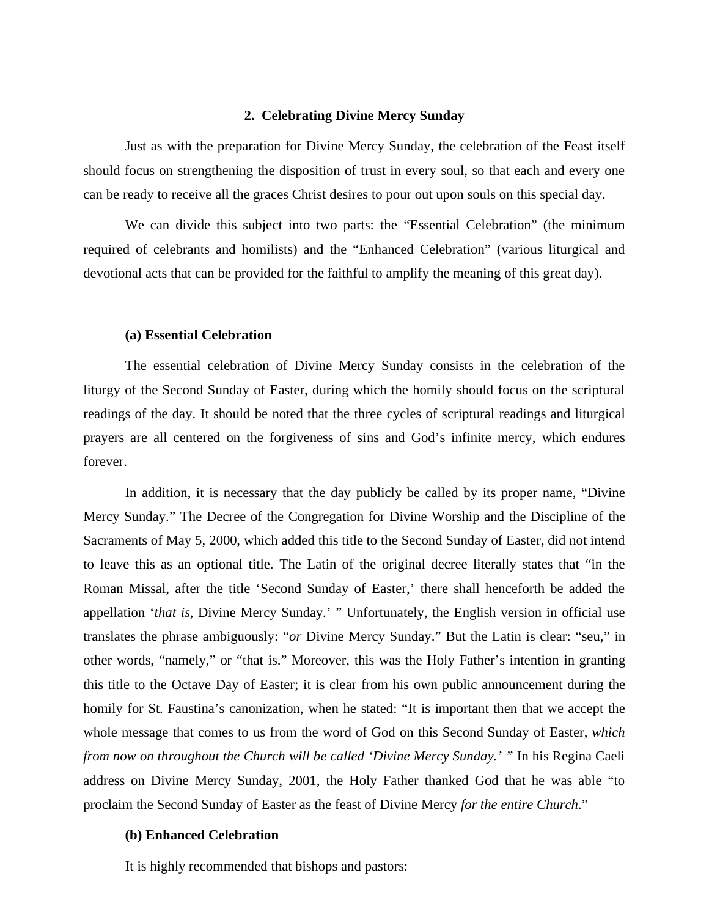## 2. Celebrating Divine Mercy Sunday

Just as with the preparation for Divine Mercy Sunday, the celebration of the Feast itself should focus on strengthening the disposition of trust in every soul, so that each and every one can be ready to receive all the graces Christ desires to pour out upon souls on this special day.

We can divide this subject into two parts: the "Essential Celebration" (the minimum required of celebrants and homilists) and the "Enhanced Celebration" (various liturgical and devotional acts that can be provided for the faithful to amplify the meaning of this great day).

### (a) Essential Celebration

The essential celebration of Divine Mercy Sunday consists in the celebration of the liturgy of the Second Sunday of Easter, during which the homily should focus on the scriptural readings of the day. It should be noted that the three cycles of scriptural readings and liturgical prayers are all centered on the forgiveness of sins and God's infinite mercy, which endures forever.

In addition, it is necessary that the day publicly be called by its proper name, "Divine Mercy Sunday." The Decree of the Congregation for Divine Worship and the Discipline of the Sacraments of May 5, 2000, which added this title to the Second Sunday of Easter, did not intend to leave this as an optional title. The Latin of the original decree literally states that "in the Roman Missal, after the title 'Second Sunday of Easter,' there shall henceforth be added the appellation '*that is,* Divine Mercy Sunday.' " Unfortunately, the English version in official use translates the phrase ambiguously: "*or* Divine Mercy Sunday." But the Latin is clear: "seu," in other words, "namely," or "that is." Moreover, this was the Holy Father's intention in granting this title to the Octave Day of Easter; it is clear from his own public announcement during the homily for St. Faustina's canonization, when he stated: "It is important then that we accept the whole message that comes to us from the word of God on this Second Sunday of Easter, *which from now on throughout the Church will be called 'Divine Mercy Sunday.'* " In his Regina Caeli address on Divine Mercy Sunday, 2001, the Holy Father thanked God that he was able "to proclaim the Second Sunday of Easter as the feast of Divine Mercy *for the entire Church*."

### (b) Enhanced Celebration

It is highly recommended that bishops and pastors: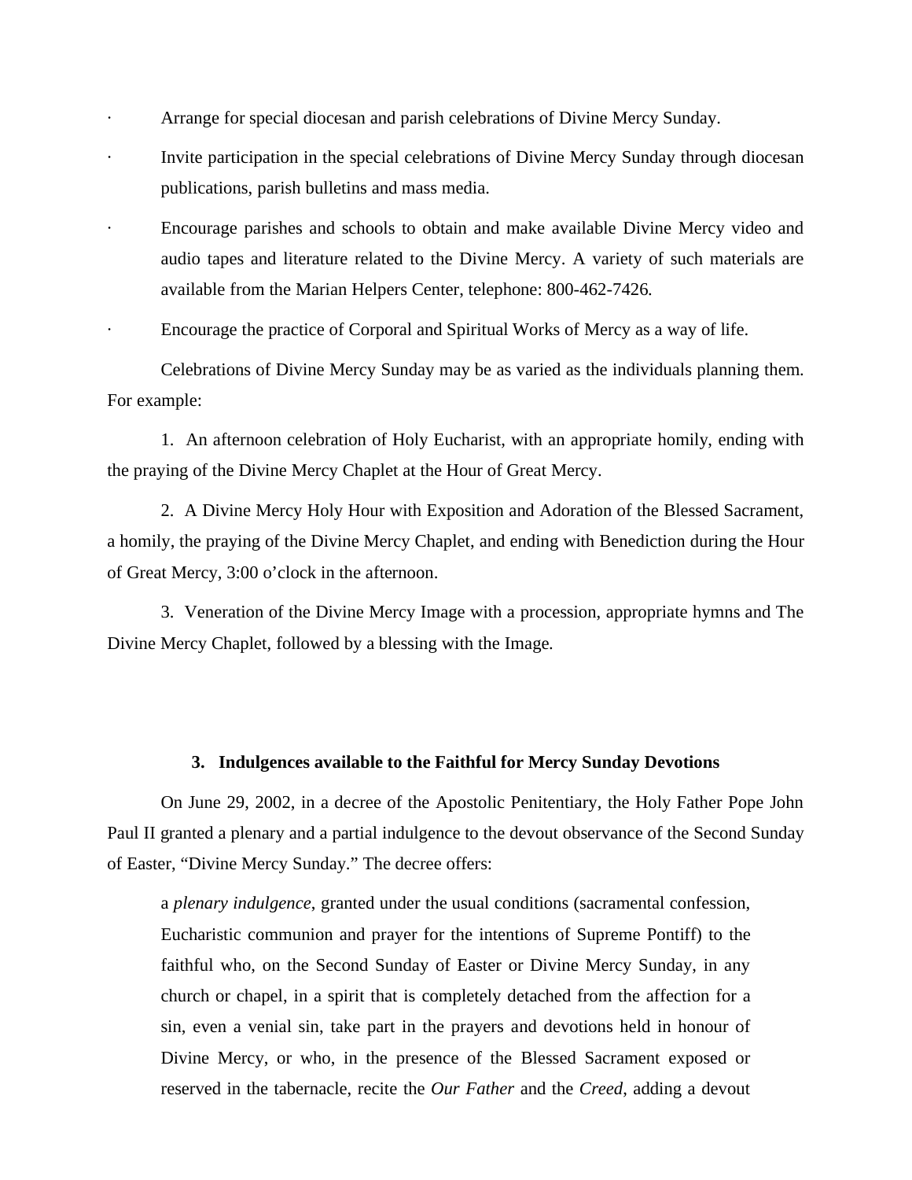- Arrange for special diocesan and parish celebrations of Divine Mercy Sunday.
- Invite participation in the special celebrations of Divine Mercy Sunday through diocesan publications, parish bulletins and mass media.
- Encourage parishes and schools to obtain and make available Divine Mercy video and audio tapes and literature related to the Divine Mercy. A variety of such materials are available from the Marian Helpers Center, telephone: 800-462-7426.
- Encourage the practice of Corporal and Spiritual Works of Mercy as a way of life.

Celebrations of Divine Mercy Sunday may be as varied as the individuals planning them. For example:

1. An afternoon celebration of Holy Eucharist, with an appropriate homily, ending with the praying of the Divine Mercy Chaplet at the Hour of Great Mercy.

2. A Divine Mercy Holy Hour with Exposition and Adoration of the Blessed Sacrament, a homily, the praying of the Divine Mercy Chaplet, and ending with Benediction during the Hour of Great Mercy, 3:00 o'clock in the afternoon.

3. Veneration of the Divine Mercy Image with a procession, appropriate hymns and The Divine Mercy Chaplet, followed by a blessing with the Image.

### 3. Indulgences available to the Faithful for Mercy Sunday Devotions

On June 29, 2002, in a decree of the Apostolic Penitentiary, the Holy Father Pope John Paul II granted a plenary and a partial indulgence to the devout observance of the Second Sunday of Easter, "Divine Mercy Sunday." The decree offers:

> a *plenary indulgence*, granted under the usual conditions (sacramental confession, Eucharistic communion and prayer for the intentions of Supreme Pontiff) to the faithful who, on the Second Sunday of Easter or Divine Mercy Sunday, in any church or chapel, in a spirit that is completely detached from the affection for a sin, even a venial sin, take part in the prayers and devotions held in honour of Divine Mercy, or who, in the presence of the Blessed Sacrament exposed or reserved in the tabernacle, recite the *Our Father* and the *Creed*, adding a devout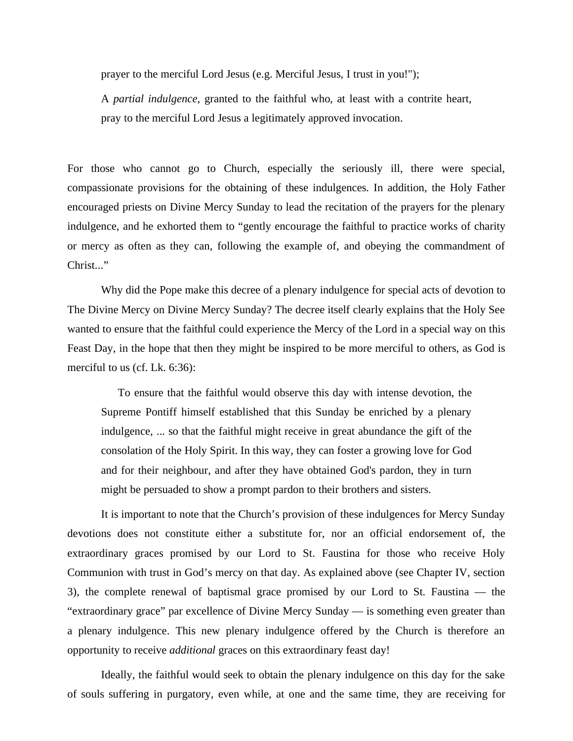> prayer to the merciful Lord Jesus (e.g. Merciful Jesus, I trust in you!");
>
> A *partial indulgence*, granted to the faithful who, at least with a contrite heart, pray to the merciful Lord Jesus a legitimately approved invocation.

For those who cannot go to Church, especially the seriously ill, there were special, compassionate provisions for the obtaining of these indulgences. In addition, the Holy Father encouraged priests on Divine Mercy Sunday to lead the recitation of the prayers for the plenary indulgence, and he exhorted them to "gently encourage the faithful to practice works of charity or mercy as often as they can, following the example of, and obeying the commandment of Christ..."

Why did the Pope make this decree of a plenary indulgence for special acts of devotion to The Divine Mercy on Divine Mercy Sunday? The decree itself clearly explains that the Holy See wanted to ensure that the faithful could experience the Mercy of the Lord in a special way on this Feast Day, in the hope that then they might be inspired to be more merciful to others, as God is merciful to us (cf. Lk. 6:36):

> To ensure that the faithful would observe this day with intense devotion, the Supreme Pontiff himself established that this Sunday be enriched by a plenary indulgence, ... so that the faithful might receive in great abundance the gift of the consolation of the Holy Spirit. In this way, they can foster a growing love for God and for their neighbour, and after they have obtained God's pardon, they in turn might be persuaded to show a prompt pardon to their brothers and sisters.

It is important to note that the Church's provision of these indulgences for Mercy Sunday devotions does not constitute either a substitute for, nor an official endorsement of, the extraordinary graces promised by our Lord to St. Faustina for those who receive Holy Communion with trust in God's mercy on that day. As explained above (see Chapter IV, section 3), the complete renewal of baptismal grace promised by our Lord to St. Faustina — the "extraordinary grace" par excellence of Divine Mercy Sunday — is something even greater than a plenary indulgence. This new plenary indulgence offered by the Church is therefore an opportunity to receive *additional* graces on this extraordinary feast day!

Ideally, the faithful would seek to obtain the plenary indulgence on this day for the sake of souls suffering in purgatory, even while, at one and the same time, they are receiving for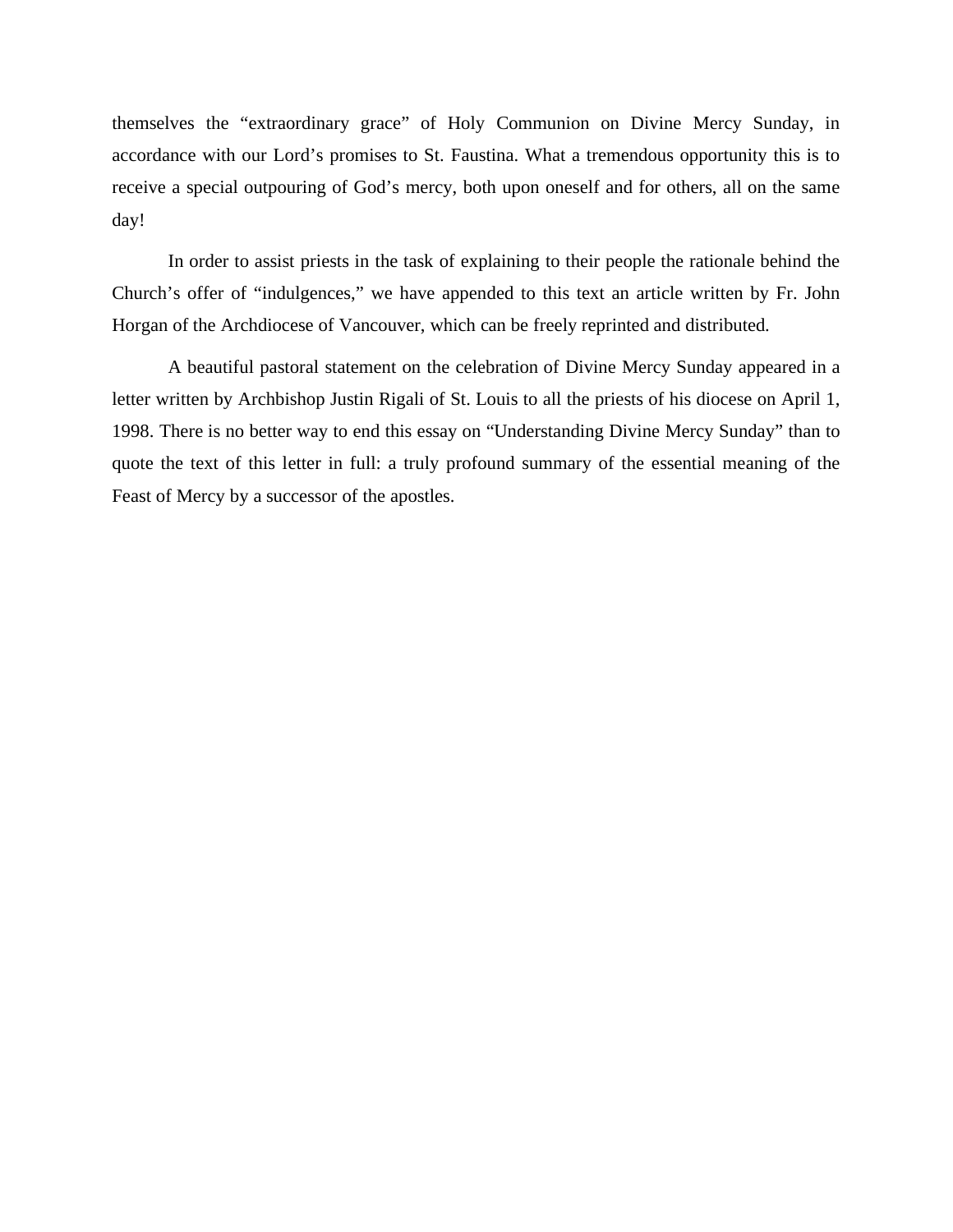themselves the "extraordinary grace" of Holy Communion on Divine Mercy Sunday, in accordance with our Lord's promises to St. Faustina. What a tremendous opportunity this is to receive a special outpouring of God's mercy, both upon oneself and for others, all on the same day!

In order to assist priests in the task of explaining to their people the rationale behind the Church's offer of "indulgences," we have appended to this text an article written by Fr. John Horgan of the Archdiocese of Vancouver, which can be freely reprinted and distributed.

A beautiful pastoral statement on the celebration of Divine Mercy Sunday appeared in a letter written by Archbishop Justin Rigali of St. Louis to all the priests of his diocese on April 1, 1998. There is no better way to end this essay on "Understanding Divine Mercy Sunday" than to quote the text of this letter in full: a truly profound summary of the essential meaning of the Feast of Mercy by a successor of the apostles.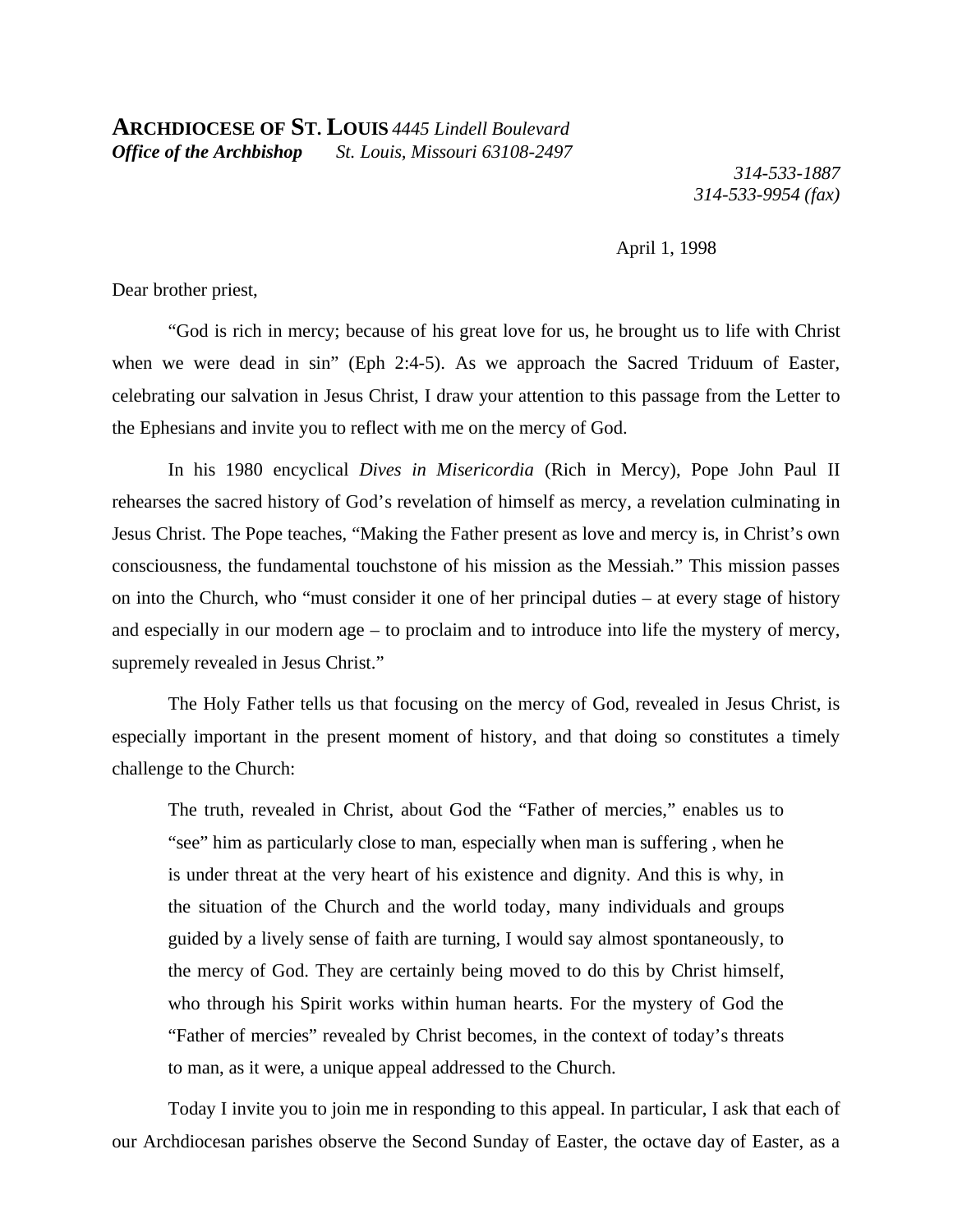**ARCHDIOCESE OF ST. LOUIS** *4445 Lindell Boulevard*
***Office of the Archbishop*** *St. Louis, Missouri 63108-2497*

*314-533-1887*
*314-533-9954 (fax)*

April 1, 1998

Dear brother priest,

"God is rich in mercy; because of his great love for us, he brought us to life with Christ when we were dead in sin" (Eph 2:4-5). As we approach the Sacred Triduum of Easter, celebrating our salvation in Jesus Christ, I draw your attention to this passage from the Letter to the Ephesians and invite you to reflect with me on the mercy of God.

In his 1980 encyclical *Dives in Misericordia* (Rich in Mercy), Pope John Paul II rehearses the sacred history of God's revelation of himself as mercy, a revelation culminating in Jesus Christ. The Pope teaches, "Making the Father present as love and mercy is, in Christ's own consciousness, the fundamental touchstone of his mission as the Messiah." This mission passes on into the Church, who "must consider it one of her principal duties – at every stage of history and especially in our modern age – to proclaim and to introduce into life the mystery of mercy, supremely revealed in Jesus Christ."

The Holy Father tells us that focusing on the mercy of God, revealed in Jesus Christ, is especially important in the present moment of history, and that doing so constitutes a timely challenge to the Church:

> The truth, revealed in Christ, about God the "Father of mercies," enables us to "see" him as particularly close to man, especially when man is suffering , when he is under threat at the very heart of his existence and dignity. And this is why, in the situation of the Church and the world today, many individuals and groups guided by a lively sense of faith are turning, I would say almost spontaneously, to the mercy of God. They are certainly being moved to do this by Christ himself, who through his Spirit works within human hearts. For the mystery of God the "Father of mercies" revealed by Christ becomes, in the context of today's threats to man, as it were, a unique appeal addressed to the Church.

Today I invite you to join me in responding to this appeal. In particular, I ask that each of our Archdiocesan parishes observe the Second Sunday of Easter, the octave day of Easter, as a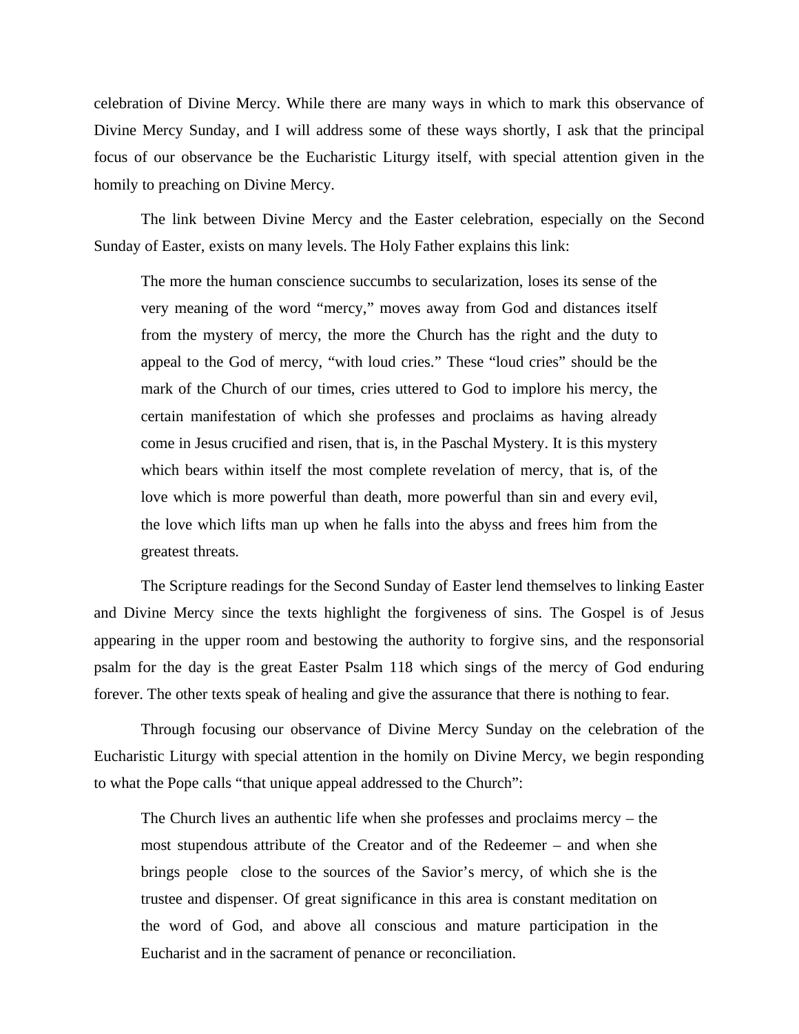celebration of Divine Mercy. While there are many ways in which to mark this observance of Divine Mercy Sunday, and I will address some of these ways shortly, I ask that the principal focus of our observance be the Eucharistic Liturgy itself, with special attention given in the homily to preaching on Divine Mercy.

The link between Divine Mercy and the Easter celebration, especially on the Second Sunday of Easter, exists on many levels. The Holy Father explains this link:

> The more the human conscience succumbs to secularization, loses its sense of the very meaning of the word "mercy," moves away from God and distances itself from the mystery of mercy, the more the Church has the right and the duty to appeal to the God of mercy, "with loud cries." These "loud cries" should be the mark of the Church of our times, cries uttered to God to implore his mercy, the certain manifestation of which she professes and proclaims as having already come in Jesus crucified and risen, that is, in the Paschal Mystery. It is this mystery which bears within itself the most complete revelation of mercy, that is, of the love which is more powerful than death, more powerful than sin and every evil, the love which lifts man up when he falls into the abyss and frees him from the greatest threats.

The Scripture readings for the Second Sunday of Easter lend themselves to linking Easter and Divine Mercy since the texts highlight the forgiveness of sins. The Gospel is of Jesus appearing in the upper room and bestowing the authority to forgive sins, and the responsorial psalm for the day is the great Easter Psalm 118 which sings of the mercy of God enduring forever. The other texts speak of healing and give the assurance that there is nothing to fear.

Through focusing our observance of Divine Mercy Sunday on the celebration of the Eucharistic Liturgy with special attention in the homily on Divine Mercy, we begin responding to what the Pope calls "that unique appeal addressed to the Church":

> The Church lives an authentic life when she professes and proclaims mercy – the most stupendous attribute of the Creator and of the Redeemer – and when she brings people close to the sources of the Savior's mercy, of which she is the trustee and dispenser. Of great significance in this area is constant meditation on the word of God, and above all conscious and mature participation in the Eucharist and in the sacrament of penance or reconciliation.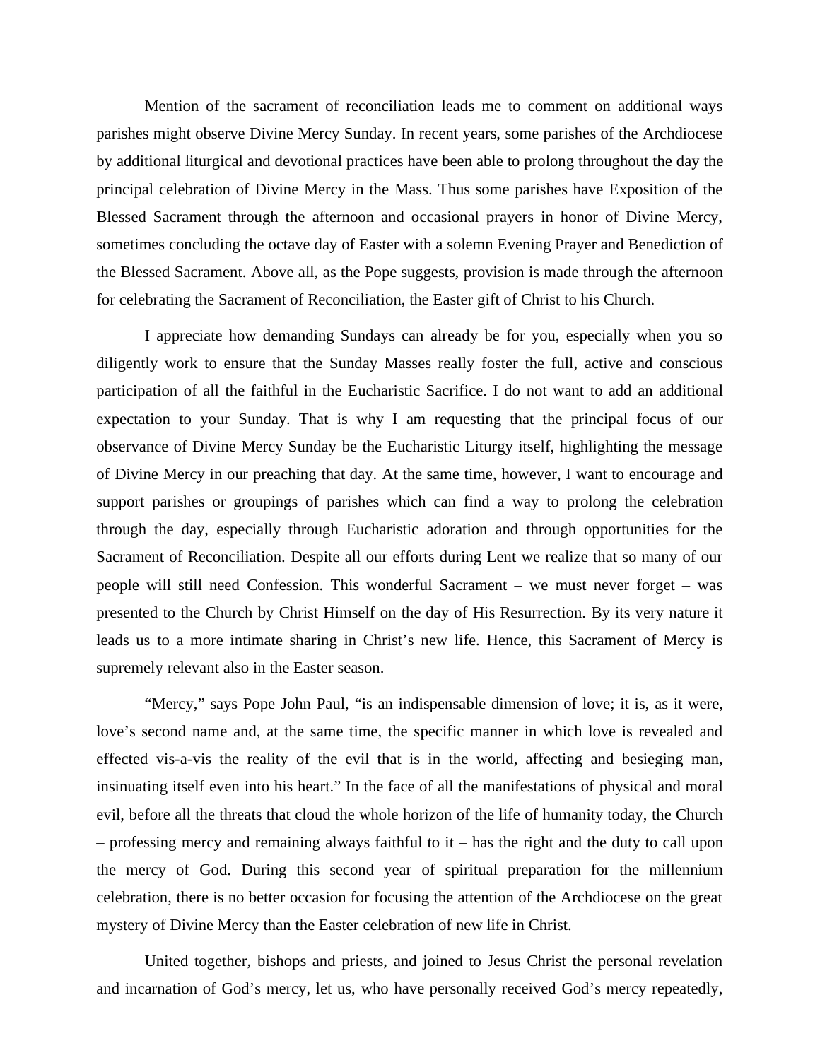Mention of the sacrament of reconciliation leads me to comment on additional ways parishes might observe Divine Mercy Sunday. In recent years, some parishes of the Archdiocese by additional liturgical and devotional practices have been able to prolong throughout the day the principal celebration of Divine Mercy in the Mass. Thus some parishes have Exposition of the Blessed Sacrament through the afternoon and occasional prayers in honor of Divine Mercy, sometimes concluding the octave day of Easter with a solemn Evening Prayer and Benediction of the Blessed Sacrament. Above all, as the Pope suggests, provision is made through the afternoon for celebrating the Sacrament of Reconciliation, the Easter gift of Christ to his Church.

I appreciate how demanding Sundays can already be for you, especially when you so diligently work to ensure that the Sunday Masses really foster the full, active and conscious participation of all the faithful in the Eucharistic Sacrifice. I do not want to add an additional expectation to your Sunday. That is why I am requesting that the principal focus of our observance of Divine Mercy Sunday be the Eucharistic Liturgy itself, highlighting the message of Divine Mercy in our preaching that day. At the same time, however, I want to encourage and support parishes or groupings of parishes which can find a way to prolong the celebration through the day, especially through Eucharistic adoration and through opportunities for the Sacrament of Reconciliation. Despite all our efforts during Lent we realize that so many of our people will still need Confession. This wonderful Sacrament – we must never forget – was presented to the Church by Christ Himself on the day of His Resurrection. By its very nature it leads us to a more intimate sharing in Christ's new life. Hence, this Sacrament of Mercy is supremely relevant also in the Easter season.

"Mercy," says Pope John Paul, "is an indispensable dimension of love; it is, as it were, love's second name and, at the same time, the specific manner in which love is revealed and effected vis-a-vis the reality of the evil that is in the world, affecting and besieging man, insinuating itself even into his heart." In the face of all the manifestations of physical and moral evil, before all the threats that cloud the whole horizon of the life of humanity today, the Church – professing mercy and remaining always faithful to it – has the right and the duty to call upon the mercy of God. During this second year of spiritual preparation for the millennium celebration, there is no better occasion for focusing the attention of the Archdiocese on the great mystery of Divine Mercy than the Easter celebration of new life in Christ.

United together, bishops and priests, and joined to Jesus Christ the personal revelation and incarnation of God's mercy, let us, who have personally received God's mercy repeatedly,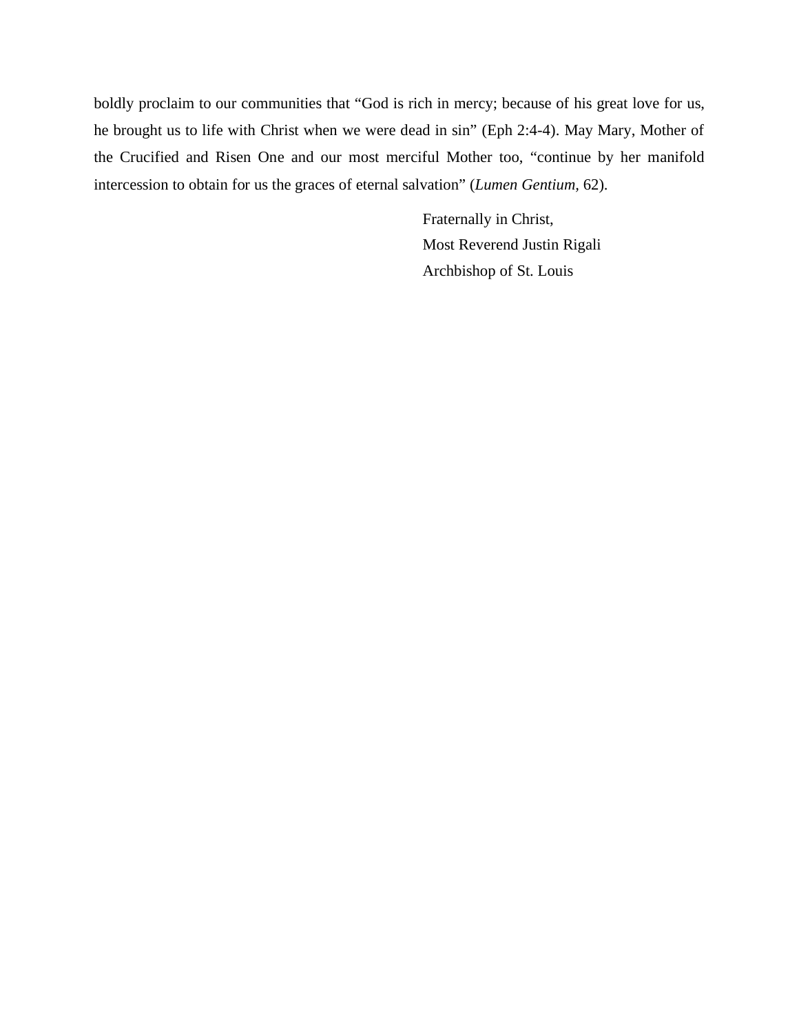boldly proclaim to our communities that “God is rich in mercy; because of his great love for us, he brought us to life with Christ when we were dead in sin” (Eph 2:4-4). May Mary, Mother of the Crucified and Risen One and our most merciful Mother too, “continue by her manifold intercession to obtain for us the graces of eternal salvation” (*Lumen Gentium,* 62).

Fraternally in Christ,
Most Reverend Justin Rigali
Archbishop of St. Louis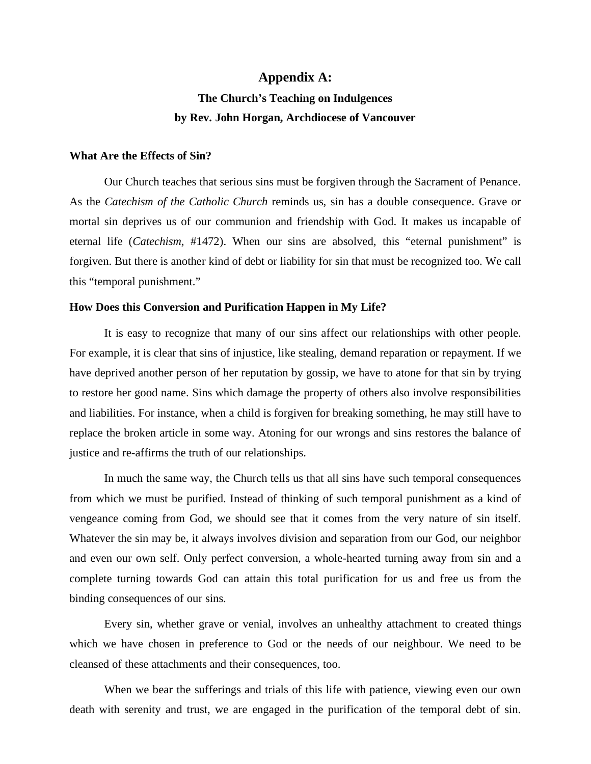## Appendix A:

### The Church's Teaching on Indulgences

### by Rev. John Horgan, Archdiocese of Vancouver

**What Are the Effects of Sin?**

Our Church teaches that serious sins must be forgiven through the Sacrament of Penance. As the *Catechism of the Catholic Church* reminds us, sin has a double consequence. Grave or mortal sin deprives us of our communion and friendship with God. It makes us incapable of eternal life (*Catechism*, #1472). When our sins are absolved, this "eternal punishment" is forgiven. But there is another kind of debt or liability for sin that must be recognized too. We call this "temporal punishment."

**How Does this Conversion and Purification Happen in My Life?**

It is easy to recognize that many of our sins affect our relationships with other people. For example, it is clear that sins of injustice, like stealing, demand reparation or repayment. If we have deprived another person of her reputation by gossip, we have to atone for that sin by trying to restore her good name. Sins which damage the property of others also involve responsibilities and liabilities. For instance, when a child is forgiven for breaking something, he may still have to replace the broken article in some way. Atoning for our wrongs and sins restores the balance of justice and re-affirms the truth of our relationships.

In much the same way, the Church tells us that all sins have such temporal consequences from which we must be purified. Instead of thinking of such temporal punishment as a kind of vengeance coming from God, we should see that it comes from the very nature of sin itself. Whatever the sin may be, it always involves division and separation from our God, our neighbor and even our own self. Only perfect conversion, a whole-hearted turning away from sin and a complete turning towards God can attain this total purification for us and free us from the binding consequences of our sins.

Every sin, whether grave or venial, involves an unhealthy attachment to created things which we have chosen in preference to God or the needs of our neighbour. We need to be cleansed of these attachments and their consequences, too.

When we bear the sufferings and trials of this life with patience, viewing even our own death with serenity and trust, we are engaged in the purification of the temporal debt of sin.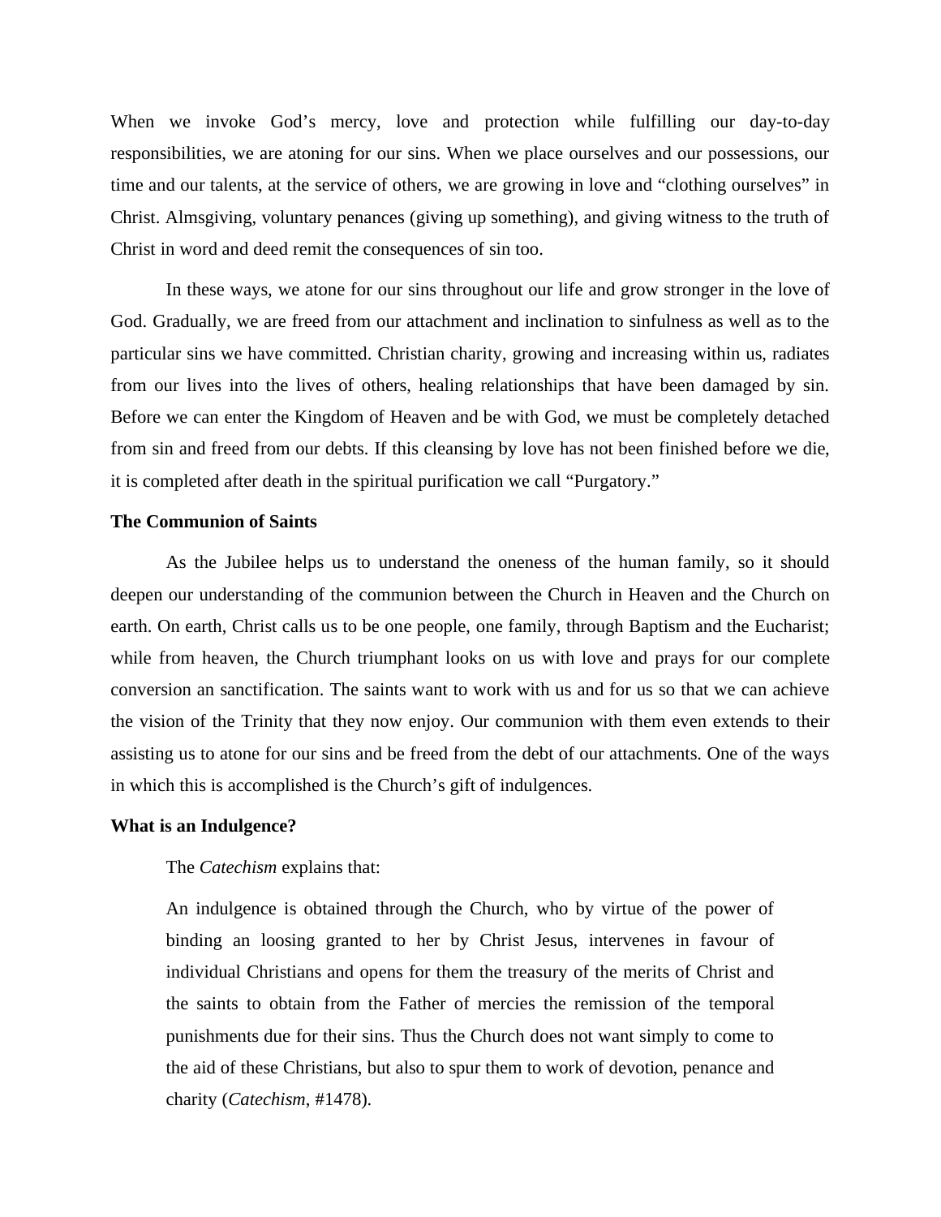When we invoke God's mercy, love and protection while fulfilling our day-to-day responsibilities, we are atoning for our sins. When we place ourselves and our possessions, our time and our talents, at the service of others, we are growing in love and "clothing ourselves" in Christ. Almsgiving, voluntary penances (giving up something), and giving witness to the truth of Christ in word and deed remit the consequences of sin too.

In these ways, we atone for our sins throughout our life and grow stronger in the love of God. Gradually, we are freed from our attachment and inclination to sinfulness as well as to the particular sins we have committed. Christian charity, growing and increasing within us, radiates from our lives into the lives of others, healing relationships that have been damaged by sin. Before we can enter the Kingdom of Heaven and be with God, we must be completely detached from sin and freed from our debts. If this cleansing by love has not been finished before we die, it is completed after death in the spiritual purification we call "Purgatory."

**The Communion of Saints**

As the Jubilee helps us to understand the oneness of the human family, so it should deepen our understanding of the communion between the Church in Heaven and the Church on earth. On earth, Christ calls us to be one people, one family, through Baptism and the Eucharist; while from heaven, the Church triumphant looks on us with love and prays for our complete conversion an sanctification. The saints want to work with us and for us so that we can achieve the vision of the Trinity that they now enjoy. Our communion with them even extends to their assisting us to atone for our sins and be freed from the debt of our attachments. One of the ways in which this is accomplished is the Church's gift of indulgences.

**What is an Indulgence?**

The *Catechism* explains that:

> An indulgence is obtained through the Church, who by virtue of the power of binding an loosing granted to her by Christ Jesus, intervenes in favour of individual Christians and opens for them the treasury of the merits of Christ and the saints to obtain from the Father of mercies the remission of the temporal punishments due for their sins. Thus the Church does not want simply to come to the aid of these Christians, but also to spur them to work of devotion, penance and charity (*Catechism*, #1478).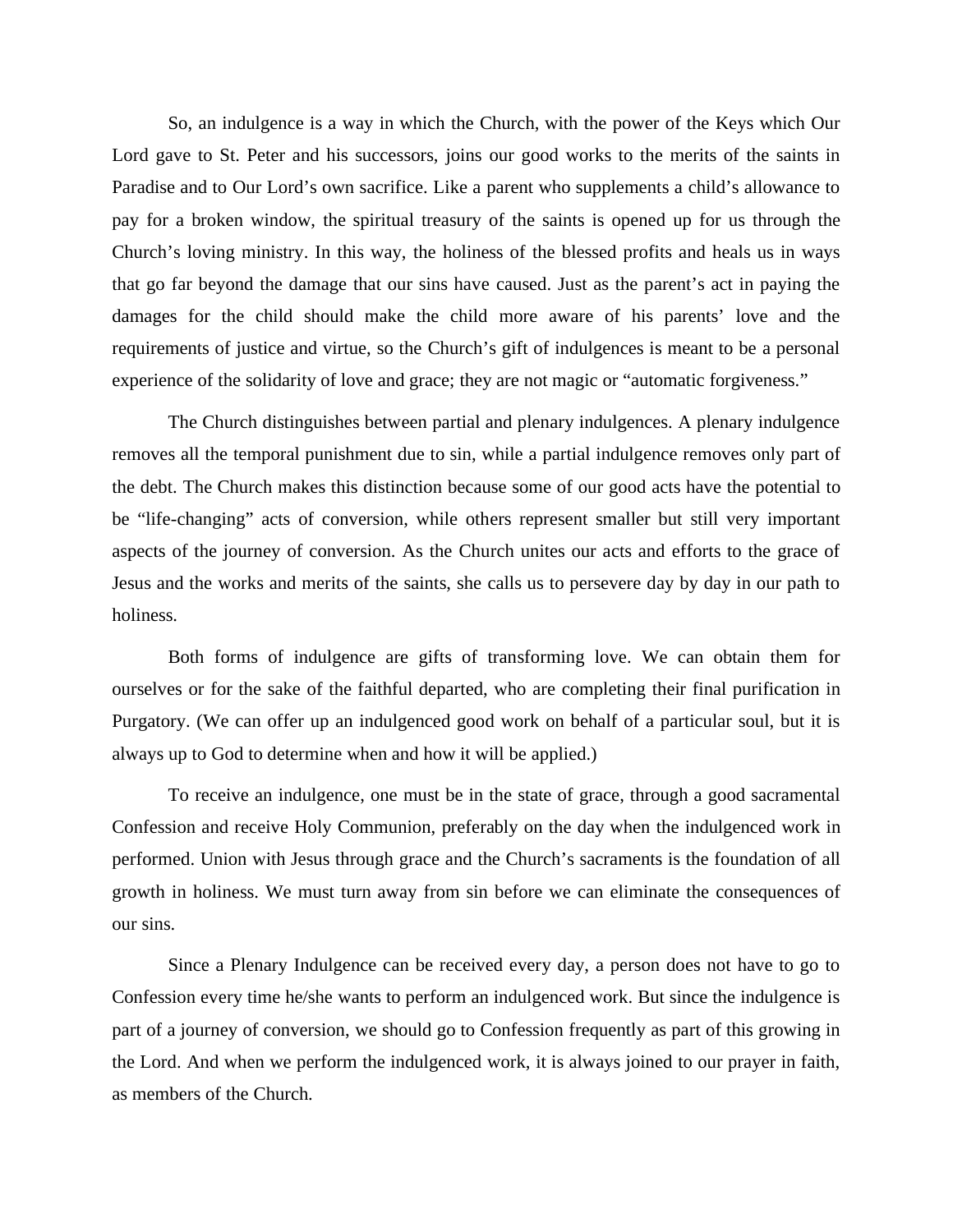So, an indulgence is a way in which the Church, with the power of the Keys which Our Lord gave to St. Peter and his successors, joins our good works to the merits of the saints in Paradise and to Our Lord's own sacrifice. Like a parent who supplements a child's allowance to pay for a broken window, the spiritual treasury of the saints is opened up for us through the Church's loving ministry. In this way, the holiness of the blessed profits and heals us in ways that go far beyond the damage that our sins have caused. Just as the parent's act in paying the damages for the child should make the child more aware of his parents' love and the requirements of justice and virtue, so the Church's gift of indulgences is meant to be a personal experience of the solidarity of love and grace; they are not magic or "automatic forgiveness."

The Church distinguishes between partial and plenary indulgences. A plenary indulgence removes all the temporal punishment due to sin, while a partial indulgence removes only part of the debt. The Church makes this distinction because some of our good acts have the potential to be "life-changing" acts of conversion, while others represent smaller but still very important aspects of the journey of conversion. As the Church unites our acts and efforts to the grace of Jesus and the works and merits of the saints, she calls us to persevere day by day in our path to holiness.

Both forms of indulgence are gifts of transforming love. We can obtain them for ourselves or for the sake of the faithful departed, who are completing their final purification in Purgatory. (We can offer up an indulgenced good work on behalf of a particular soul, but it is always up to God to determine when and how it will be applied.)

To receive an indulgence, one must be in the state of grace, through a good sacramental Confession and receive Holy Communion, preferably on the day when the indulgenced work in performed. Union with Jesus through grace and the Church's sacraments is the foundation of all growth in holiness. We must turn away from sin before we can eliminate the consequences of our sins.

Since a Plenary Indulgence can be received every day, a person does not have to go to Confession every time he/she wants to perform an indulgenced work. But since the indulgence is part of a journey of conversion, we should go to Confession frequently as part of this growing in the Lord. And when we perform the indulgenced work, it is always joined to our prayer in faith, as members of the Church.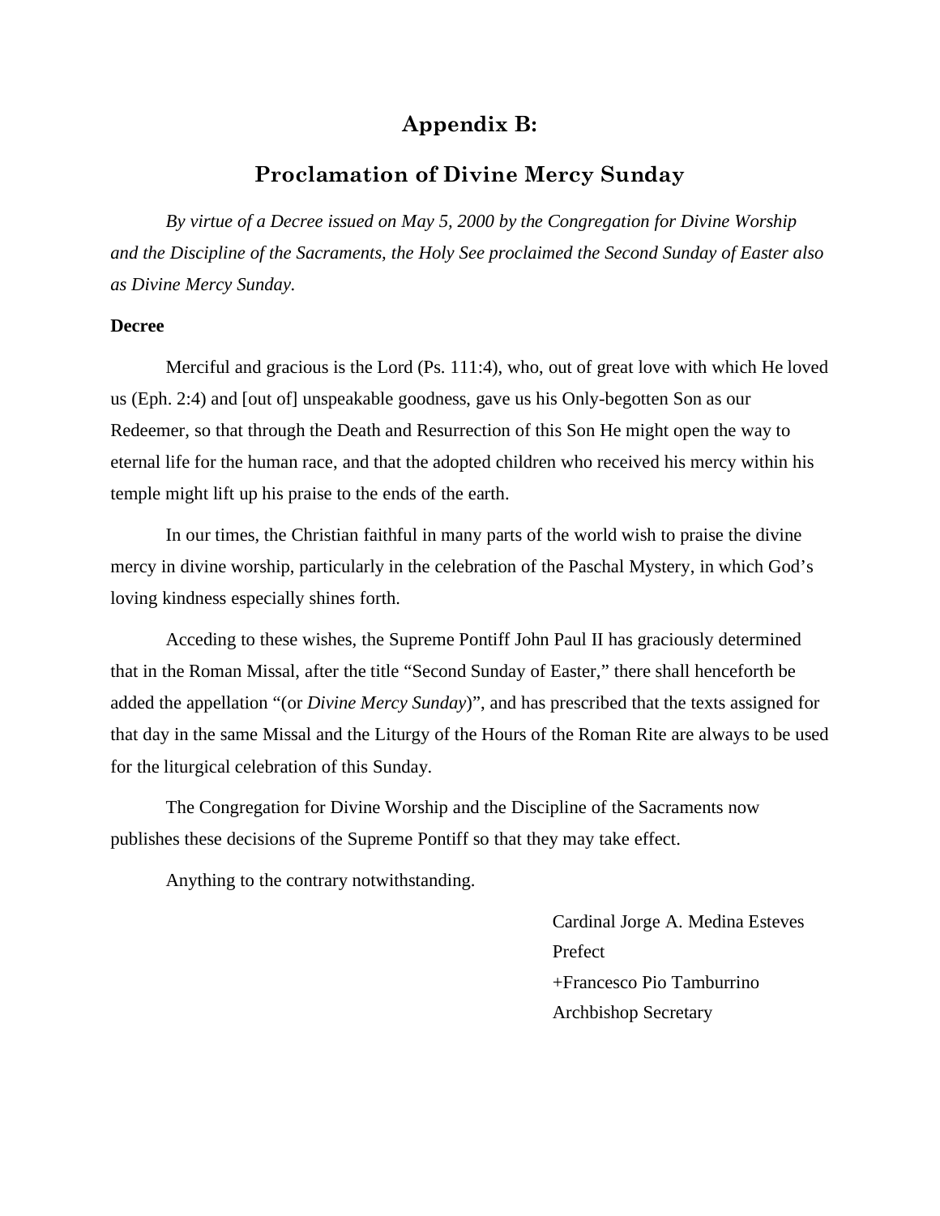# Appendix B:

## Proclamation of Divine Mercy Sunday

*By virtue of a Decree issued on May 5, 2000 by the Congregation for Divine Worship and the Discipline of the Sacraments, the Holy See proclaimed the Second Sunday of Easter also as Divine Mercy Sunday.*

**Decree**

Merciful and gracious is the Lord (Ps. 111:4), who, out of great love with which He loved us (Eph. 2:4) and [out of] unspeakable goodness, gave us his Only-begotten Son as our Redeemer, so that through the Death and Resurrection of this Son He might open the way to eternal life for the human race, and that the adopted children who received his mercy within his temple might lift up his praise to the ends of the earth.

In our times, the Christian faithful in many parts of the world wish to praise the divine mercy in divine worship, particularly in the celebration of the Paschal Mystery, in which God's loving kindness especially shines forth.

Acceding to these wishes, the Supreme Pontiff John Paul II has graciously determined that in the Roman Missal, after the title "Second Sunday of Easter," there shall henceforth be added the appellation "(or *Divine Mercy Sunday*)", and has prescribed that the texts assigned for that day in the same Missal and the Liturgy of the Hours of the Roman Rite are always to be used for the liturgical celebration of this Sunday.

The Congregation for Divine Worship and the Discipline of the Sacraments now publishes these decisions of the Supreme Pontiff so that they may take effect.

Anything to the contrary notwithstanding.

Cardinal Jorge A. Medina Esteves
Prefect
+Francesco Pio Tamburrino
Archbishop Secretary